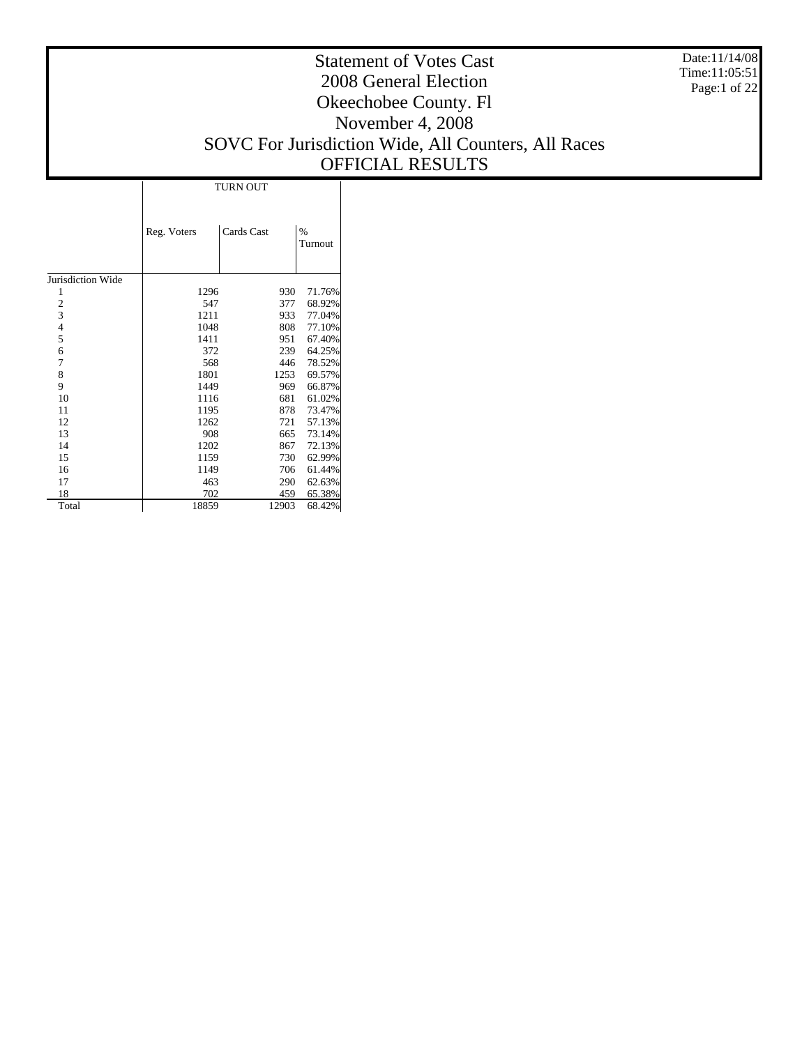# Statement of Votes Cast
## 2008 General Election
## Okeechobee County. Fl
## November 4, 2008
## SOVC For Jurisdiction Wide, All Counters, All Races
## OFFICIAL RESULTS

Date:11/14/08
Time:11:05:51

| | TURN OUT | | |
|---|---|---|---|
| | Reg. Voters | Cards Cast | % Turnout |
| Jurisdiction Wide | | | |
| 1 | 1296 | 930 | 71.76% |
| 2 | 547 | 377 | 68.92% |
| 3 | 1211 | 933 | 77.04% |
| 4 | 1048 | 808 | 77.10% |
| 5 | 1411 | 951 | 67.40% |
| 6 | 372 | 239 | 64.25% |
| 7 | 568 | 446 | 78.52% |
| 8 | 1801 | 1253 | 69.57% |
| 9 | 1449 | 969 | 66.87% |
| 10 | 1116 | 681 | 61.02% |
| 11 | 1195 | 878 | 73.47% |
| 12 | 1262 | 721 | 57.13% |
| 13 | 908 | 665 | 73.14% |
| 14 | 1202 | 867 | 72.13% |
| 15 | 1159 | 730 | 62.99% |
| 16 | 1149 | 706 | 61.44% |
| 17 | 463 | 290 | 62.63% |
| 18 | 702 | 459 | 65.38% |
| Total | 18859 | 12903 | 68.42% |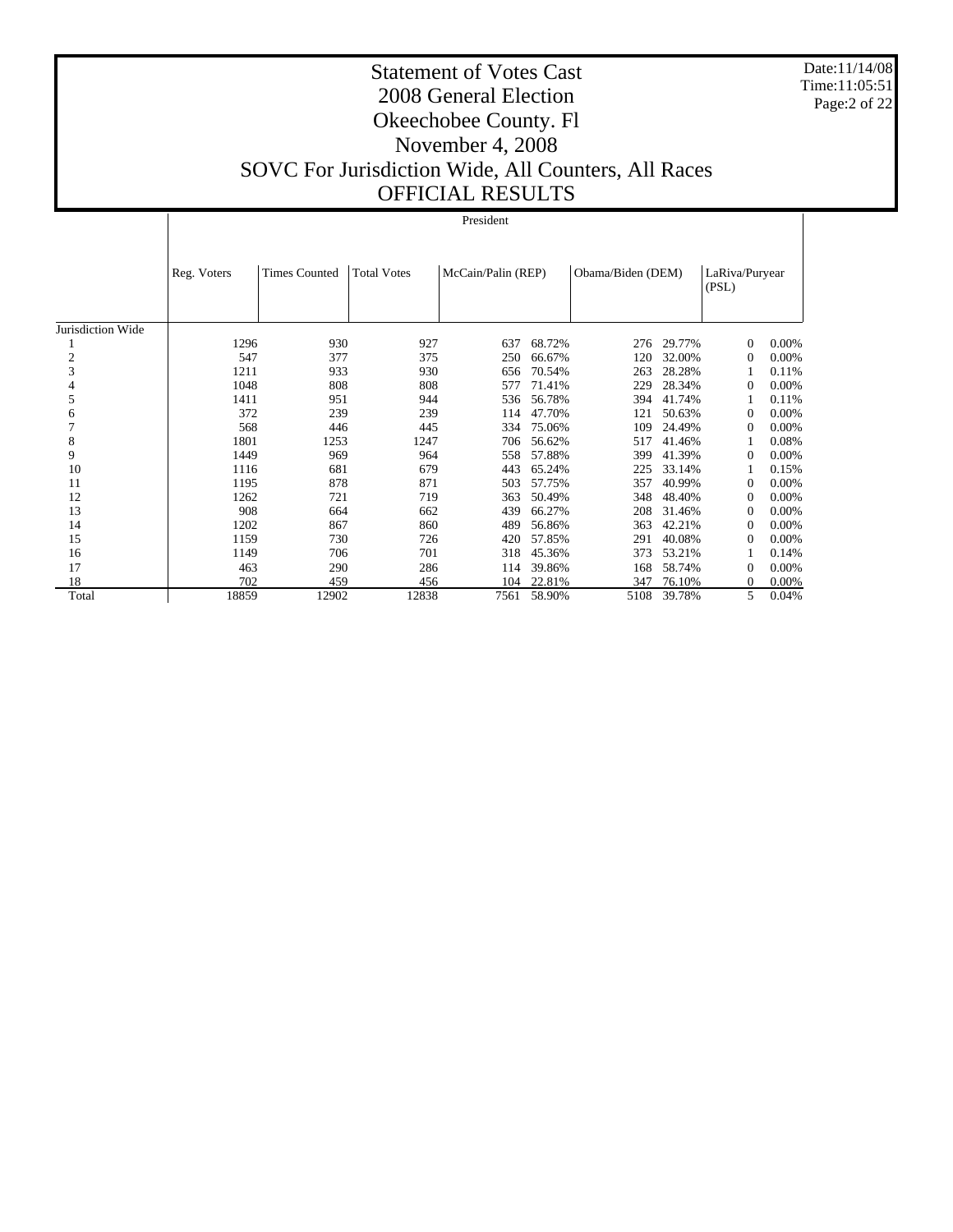# Statement of Votes Cast
# 2008 General Election
# Okeechobee County. Fl
# November 4, 2008
# SOVC For Jurisdiction Wide, All Counters, All Races
# OFFICIAL RESULTS

Date:11/14/08
Time:11:05:51

| | President | | | | | | | | |
|---|---|---|---|---|---|---|---|---|---|
| | Reg. Voters | Times Counted | Total Votes | McCain/Palin (REP) | | Obama/Biden (DEM) | | LaRiva/Puryear (PSL) | |
| Jurisdiction Wide | | | | | | | | | |
| 1 | 1296 | 930 | 927 | 637 | 68.72% | 276 | 29.77% | 0 | 0.00% |
| 2 | 547 | 377 | 375 | 250 | 66.67% | 120 | 32.00% | 0 | 0.00% |
| 3 | 1211 | 933 | 930 | 656 | 70.54% | 263 | 28.28% | 1 | 0.11% |
| 4 | 1048 | 808 | 808 | 577 | 71.41% | 229 | 28.34% | 0 | 0.00% |
| 5 | 1411 | 951 | 944 | 536 | 56.78% | 394 | 41.74% | 1 | 0.11% |
| 6 | 372 | 239 | 239 | 114 | 47.70% | 121 | 50.63% | 0 | 0.00% |
| 7 | 568 | 446 | 445 | 334 | 75.06% | 109 | 24.49% | 0 | 0.00% |
| 8 | 1801 | 1253 | 1247 | 706 | 56.62% | 517 | 41.46% | 1 | 0.08% |
| 9 | 1449 | 969 | 964 | 558 | 57.88% | 399 | 41.39% | 0 | 0.00% |
| 10 | 1116 | 681 | 679 | 443 | 65.24% | 225 | 33.14% | 1 | 0.15% |
| 11 | 1195 | 878 | 871 | 503 | 57.75% | 357 | 40.99% | 0 | 0.00% |
| 12 | 1262 | 721 | 719 | 363 | 50.49% | 348 | 48.40% | 0 | 0.00% |
| 13 | 908 | 664 | 662 | 439 | 66.27% | 208 | 31.46% | 0 | 0.00% |
| 14 | 1202 | 867 | 860 | 489 | 56.86% | 363 | 42.21% | 0 | 0.00% |
| 15 | 1159 | 730 | 726 | 420 | 57.85% | 291 | 40.08% | 0 | 0.00% |
| 16 | 1149 | 706 | 701 | 318 | 45.36% | 373 | 53.21% | 1 | 0.14% |
| 17 | 463 | 290 | 286 | 114 | 39.86% | 168 | 58.74% | 0 | 0.00% |
| 18 | 702 | 459 | 456 | 104 | 22.81% | 347 | 76.10% | 0 | 0.00% |
| Total | 18859 | 12902 | 12838 | 7561 | 58.90% | 5108 | 39.78% | 5 | 0.04% |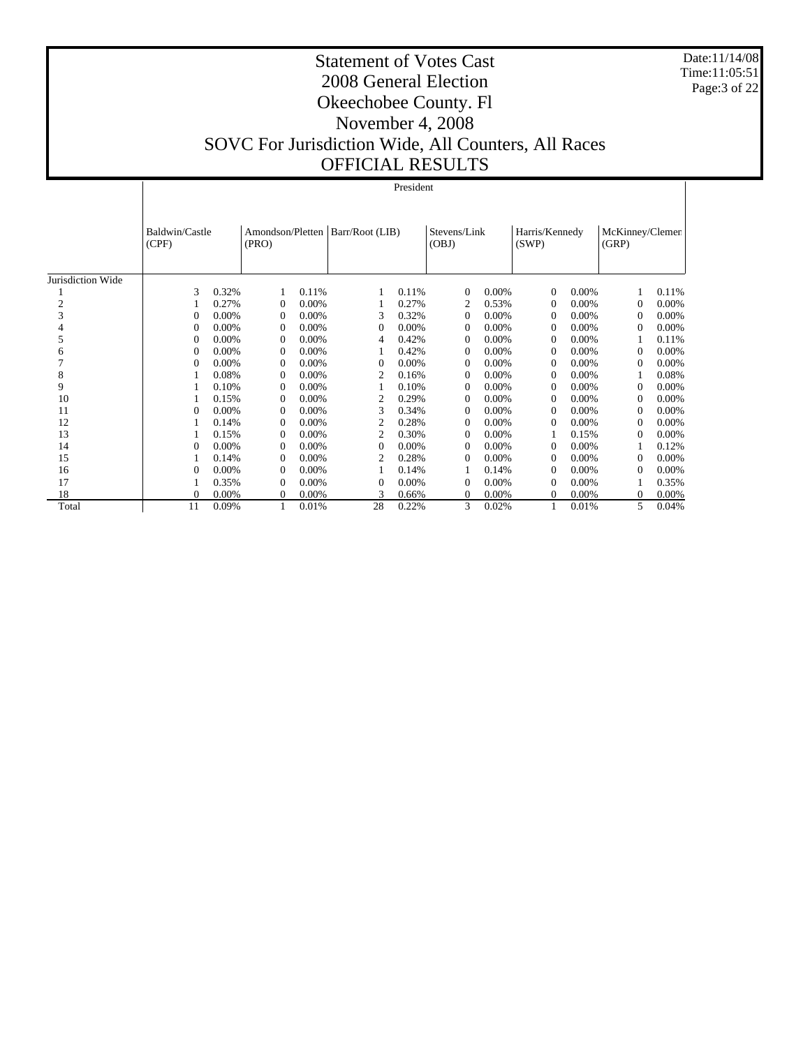# Statement of Votes Cast
# 2008 General Election
# Okeechobee County. Fl
# November 4, 2008
# SOVC For Jurisdiction Wide, All Counters, All Races
# OFFICIAL RESULTS

Date:11/14/08
Time:11:05:51

President

| | Baldwin/Castle (CPF) | | Amondson/Pletten (PRO) | | Barr/Root (LIB) | | Stevens/Link (OBJ) | | Harris/Kennedy (SWP) | | McKinney/Clemen (GRP) | |
|---|---|---|---|---|---|---|---|---|---|---|---|---|
| Jurisdiction Wide | | | | | | | | | | | | |
| 1 | 3 | 0.32% | 1 | 0.11% | 1 | 0.11% | 0 | 0.00% | 0 | 0.00% | 1 | 0.11% |
| 2 | 1 | 0.27% | 0 | 0.00% | 1 | 0.27% | 2 | 0.53% | 0 | 0.00% | 0 | 0.00% |
| 3 | 0 | 0.00% | 0 | 0.00% | 3 | 0.32% | 0 | 0.00% | 0 | 0.00% | 0 | 0.00% |
| 4 | 0 | 0.00% | 0 | 0.00% | 0 | 0.00% | 0 | 0.00% | 0 | 0.00% | 0 | 0.00% |
| 5 | 0 | 0.00% | 0 | 0.00% | 4 | 0.42% | 0 | 0.00% | 0 | 0.00% | 1 | 0.11% |
| 6 | 0 | 0.00% | 0 | 0.00% | 1 | 0.42% | 0 | 0.00% | 0 | 0.00% | 0 | 0.00% |
| 7 | 0 | 0.00% | 0 | 0.00% | 0 | 0.00% | 0 | 0.00% | 0 | 0.00% | 0 | 0.00% |
| 8 | 1 | 0.08% | 0 | 0.00% | 2 | 0.16% | 0 | 0.00% | 0 | 0.00% | 1 | 0.08% |
| 9 | 1 | 0.10% | 0 | 0.00% | 1 | 0.10% | 0 | 0.00% | 0 | 0.00% | 0 | 0.00% |
| 10 | 1 | 0.15% | 0 | 0.00% | 2 | 0.29% | 0 | 0.00% | 0 | 0.00% | 0 | 0.00% |
| 11 | 0 | 0.00% | 0 | 0.00% | 3 | 0.34% | 0 | 0.00% | 0 | 0.00% | 0 | 0.00% |
| 12 | 1 | 0.14% | 0 | 0.00% | 2 | 0.28% | 0 | 0.00% | 0 | 0.00% | 0 | 0.00% |
| 13 | 1 | 0.15% | 0 | 0.00% | 2 | 0.30% | 0 | 0.00% | 1 | 0.15% | 0 | 0.00% |
| 14 | 0 | 0.00% | 0 | 0.00% | 0 | 0.00% | 0 | 0.00% | 0 | 0.00% | 1 | 0.12% |
| 15 | 1 | 0.14% | 0 | 0.00% | 2 | 0.28% | 0 | 0.00% | 0 | 0.00% | 0 | 0.00% |
| 16 | 0 | 0.00% | 0 | 0.00% | 1 | 0.14% | 1 | 0.14% | 0 | 0.00% | 0 | 0.00% |
| 17 | 1 | 0.35% | 0 | 0.00% | 0 | 0.00% | 0 | 0.00% | 0 | 0.00% | 1 | 0.35% |
| 18 | 0 | 0.00% | 0 | 0.00% | 3 | 0.66% | 0 | 0.00% | 0 | 0.00% | 0 | 0.00% |
| Total | 11 | 0.09% | 1 | 0.01% | 28 | 0.22% | 3 | 0.02% | 1 | 0.01% | 5 | 0.04% |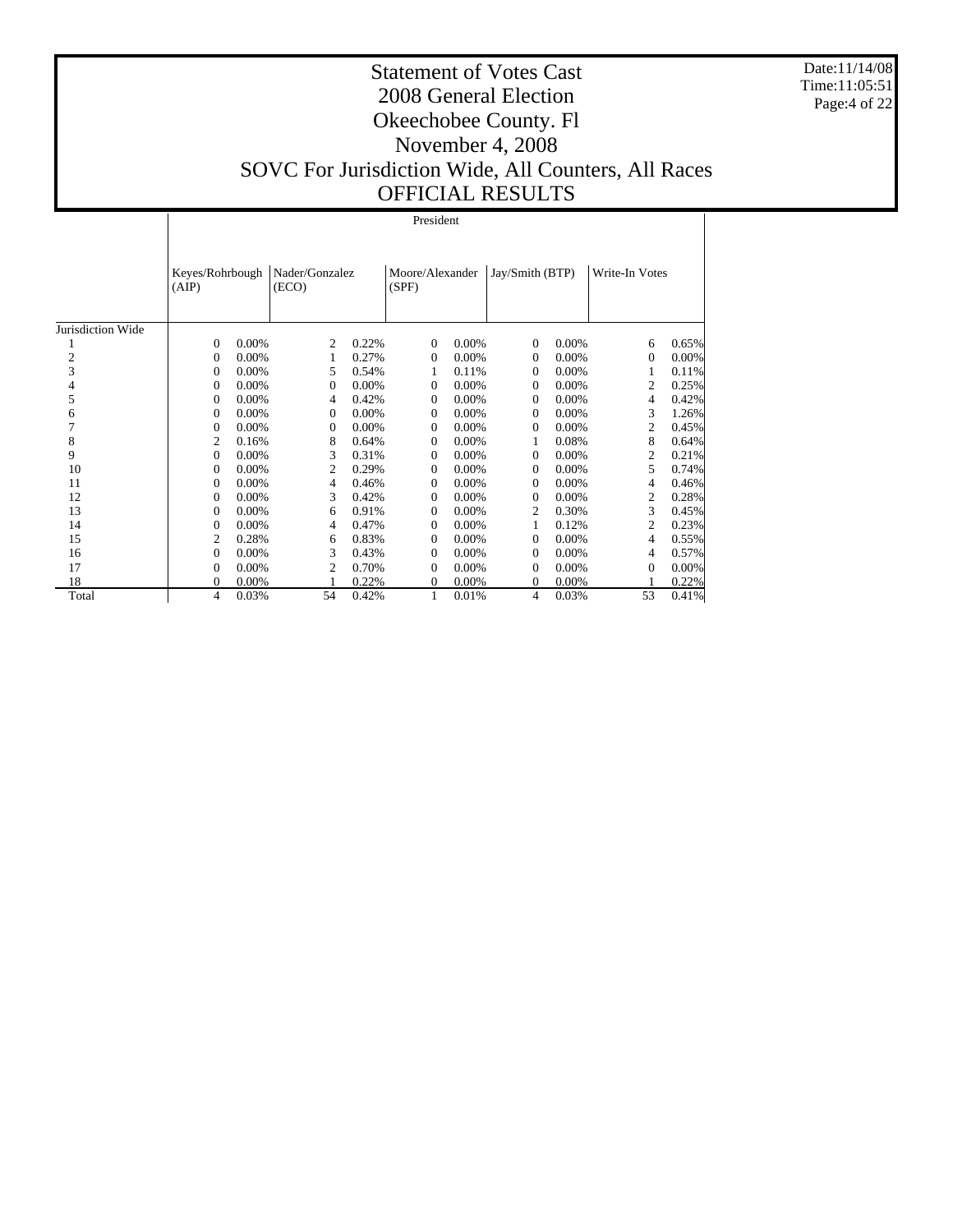# Statement of Votes Cast
# 2008 General Election
# Okeechobee County. Fl
# November 4, 2008
# SOVC For Jurisdiction Wide, All Counters, All Races
# OFFICIAL RESULTS

Date:11/14/08
Time:11:05:51

| | President | | | | | | | | | |
|---|---|---|---|---|---|---|---|---|---|---|
| | Keyes/Rohrbough (AIP) | | Nader/Gonzalez (ECO) | | Moore/Alexander (SPF) | | Jay/Smith (BTP) | | Write-In Votes | |
| Jurisdiction Wide | | | | | | | | | | |
| 1 | 0 | 0.00% | 2 | 0.22% | 0 | 0.00% | 0 | 0.00% | 6 | 0.65% |
| 2 | 0 | 0.00% | 1 | 0.27% | 0 | 0.00% | 0 | 0.00% | 0 | 0.00% |
| 3 | 0 | 0.00% | 5 | 0.54% | 1 | 0.11% | 0 | 0.00% | 1 | 0.11% |
| 4 | 0 | 0.00% | 0 | 0.00% | 0 | 0.00% | 0 | 0.00% | 2 | 0.25% |
| 5 | 0 | 0.00% | 4 | 0.42% | 0 | 0.00% | 0 | 0.00% | 4 | 0.42% |
| 6 | 0 | 0.00% | 0 | 0.00% | 0 | 0.00% | 0 | 0.00% | 3 | 1.26% |
| 7 | 0 | 0.00% | 0 | 0.00% | 0 | 0.00% | 0 | 0.00% | 2 | 0.45% |
| 8 | 2 | 0.16% | 8 | 0.64% | 0 | 0.00% | 1 | 0.08% | 8 | 0.64% |
| 9 | 0 | 0.00% | 3 | 0.31% | 0 | 0.00% | 0 | 0.00% | 2 | 0.21% |
| 10 | 0 | 0.00% | 2 | 0.29% | 0 | 0.00% | 0 | 0.00% | 5 | 0.74% |
| 11 | 0 | 0.00% | 4 | 0.46% | 0 | 0.00% | 0 | 0.00% | 4 | 0.46% |
| 12 | 0 | 0.00% | 3 | 0.42% | 0 | 0.00% | 0 | 0.00% | 2 | 0.28% |
| 13 | 0 | 0.00% | 6 | 0.91% | 0 | 0.00% | 2 | 0.30% | 3 | 0.45% |
| 14 | 0 | 0.00% | 4 | 0.47% | 0 | 0.00% | 1 | 0.12% | 2 | 0.23% |
| 15 | 2 | 0.28% | 6 | 0.83% | 0 | 0.00% | 0 | 0.00% | 4 | 0.55% |
| 16 | 0 | 0.00% | 3 | 0.43% | 0 | 0.00% | 0 | 0.00% | 4 | 0.57% |
| 17 | 0 | 0.00% | 2 | 0.70% | 0 | 0.00% | 0 | 0.00% | 0 | 0.00% |
| 18 | 0 | 0.00% | 1 | 0.22% | 0 | 0.00% | 0 | 0.00% | 1 | 0.22% |
| Total | 4 | 0.03% | 54 | 0.42% | 1 | 0.01% | 4 | 0.03% | 53 | 0.41% |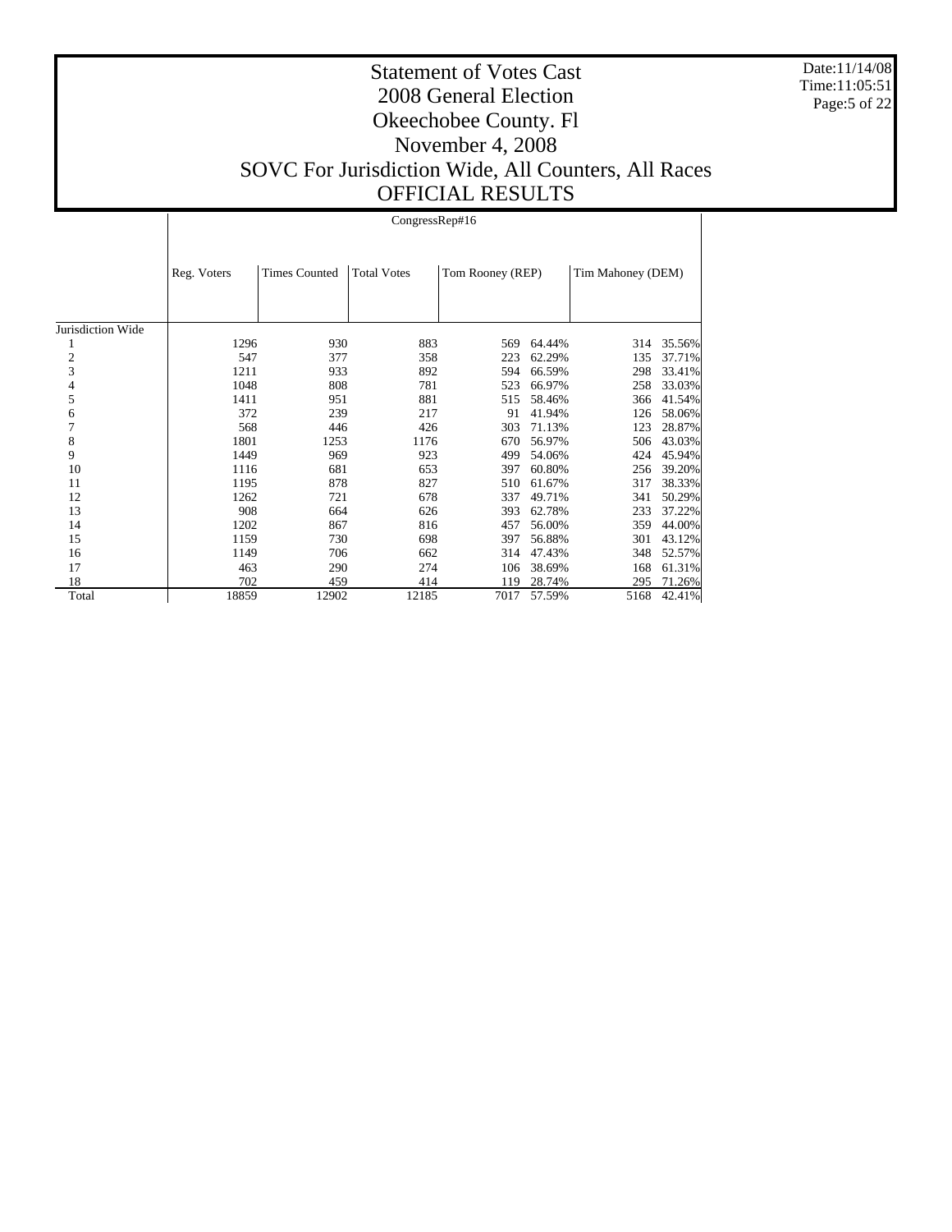# Statement of Votes Cast
## 2008 General Election
## Okeechobee County. Fl
## November 4, 2008
## SOVC For Jurisdiction Wide, All Counters, All Races
## OFFICIAL RESULTS

Date:11/14/08
Time:11:05:51

| | CongressRep#16 | | | | | | |
|---|---|---|---|---|---|---|---|
| | Reg. Voters | Times Counted | Total Votes | Tom Rooney (REP) | | Tim Mahoney (DEM) | |
| Jurisdiction Wide | | | | | | | |
| 1 | 1296 | 930 | 883 | 569 | 64.44% | 314 | 35.56% |
| 2 | 547 | 377 | 358 | 223 | 62.29% | 135 | 37.71% |
| 3 | 1211 | 933 | 892 | 594 | 66.59% | 298 | 33.41% |
| 4 | 1048 | 808 | 781 | 523 | 66.97% | 258 | 33.03% |
| 5 | 1411 | 951 | 881 | 515 | 58.46% | 366 | 41.54% |
| 6 | 372 | 239 | 217 | 91 | 41.94% | 126 | 58.06% |
| 7 | 568 | 446 | 426 | 303 | 71.13% | 123 | 28.87% |
| 8 | 1801 | 1253 | 1176 | 670 | 56.97% | 506 | 43.03% |
| 9 | 1449 | 969 | 923 | 499 | 54.06% | 424 | 45.94% |
| 10 | 1116 | 681 | 653 | 397 | 60.80% | 256 | 39.20% |
| 11 | 1195 | 878 | 827 | 510 | 61.67% | 317 | 38.33% |
| 12 | 1262 | 721 | 678 | 337 | 49.71% | 341 | 50.29% |
| 13 | 908 | 664 | 626 | 393 | 62.78% | 233 | 37.22% |
| 14 | 1202 | 867 | 816 | 457 | 56.00% | 359 | 44.00% |
| 15 | 1159 | 730 | 698 | 397 | 56.88% | 301 | 43.12% |
| 16 | 1149 | 706 | 662 | 314 | 47.43% | 348 | 52.57% |
| 17 | 463 | 290 | 274 | 106 | 38.69% | 168 | 61.31% |
| 18 | 702 | 459 | 414 | 119 | 28.74% | 295 | 71.26% |
| Total | 18859 | 12902 | 12185 | 7017 | 57.59% | 5168 | 42.41% |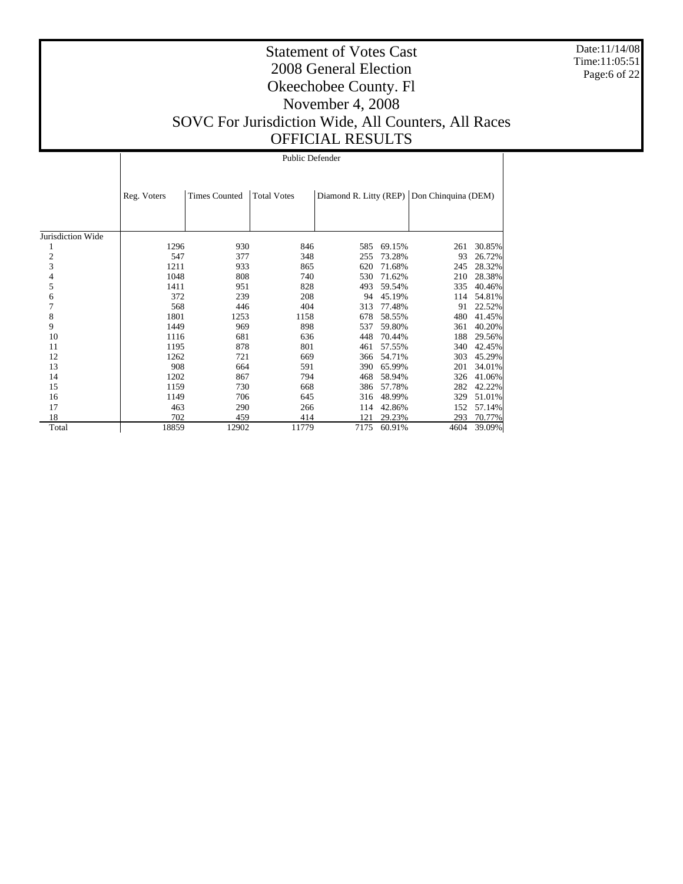# Statement of Votes Cast
# 2008 General Election
# Okeechobee County. Fl
# November 4, 2008
# SOVC For Jurisdiction Wide, All Counters, All Races
# OFFICIAL RESULTS

Date:11/14/08
Time:11:05:51

**Public Defender**

| | Reg. Voters | Times Counted | Total Votes | Diamond R. Litty (REP) | | Don Chinquina (DEM) | |
|---|---|---|---|---|---|---|---|
| Jurisdiction Wide | | | | | | | |
| 1 | 1296 | 930 | 846 | 585 | 69.15% | 261 | 30.85% |
| 2 | 547 | 377 | 348 | 255 | 73.28% | 93 | 26.72% |
| 3 | 1211 | 933 | 865 | 620 | 71.68% | 245 | 28.32% |
| 4 | 1048 | 808 | 740 | 530 | 71.62% | 210 | 28.38% |
| 5 | 1411 | 951 | 828 | 493 | 59.54% | 335 | 40.46% |
| 6 | 372 | 239 | 208 | 94 | 45.19% | 114 | 54.81% |
| 7 | 568 | 446 | 404 | 313 | 77.48% | 91 | 22.52% |
| 8 | 1801 | 1253 | 1158 | 678 | 58.55% | 480 | 41.45% |
| 9 | 1449 | 969 | 898 | 537 | 59.80% | 361 | 40.20% |
| 10 | 1116 | 681 | 636 | 448 | 70.44% | 188 | 29.56% |
| 11 | 1195 | 878 | 801 | 461 | 57.55% | 340 | 42.45% |
| 12 | 1262 | 721 | 669 | 366 | 54.71% | 303 | 45.29% |
| 13 | 908 | 664 | 591 | 390 | 65.99% | 201 | 34.01% |
| 14 | 1202 | 867 | 794 | 468 | 58.94% | 326 | 41.06% |
| 15 | 1159 | 730 | 668 | 386 | 57.78% | 282 | 42.22% |
| 16 | 1149 | 706 | 645 | 316 | 48.99% | 329 | 51.01% |
| 17 | 463 | 290 | 266 | 114 | 42.86% | 152 | 57.14% |
| 18 | 702 | 459 | 414 | 121 | 29.23% | 293 | 70.77% |
| Total | 18859 | 12902 | 11779 | 7175 | 60.91% | 4604 | 39.09% |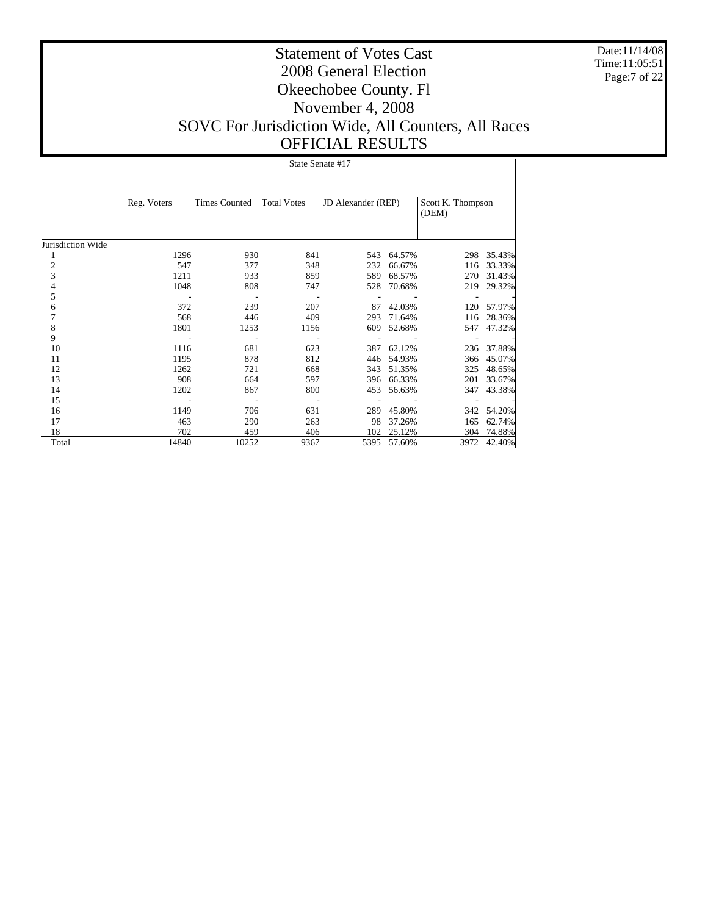# Statement of Votes Cast
# 2008 General Election
# Okeechobee County. Fl
# November 4, 2008
# SOVC For Jurisdiction Wide, All Counters, All Races
# OFFICIAL RESULTS

Date:11/14/08
Time:11:05:51

| | State Senate #17 | | | | | | |
|---|---|---|---|---|---|---|---|
| | Reg. Voters | Times Counted | Total Votes | JD Alexander (REP) | | Scott K. Thompson (DEM) | |
| Jurisdiction Wide | | | | | | | |
| 1 | 1296 | 930 | 841 | 543 | 64.57% | 298 | 35.43% |
| 2 | 547 | 377 | 348 | 232 | 66.67% | 116 | 33.33% |
| 3 | 1211 | 933 | 859 | 589 | 68.57% | 270 | 31.43% |
| 4 | 1048 | 808 | 747 | 528 | 70.68% | 219 | 29.32% |
| 5 | - | - | - | - | - | - | - |
| 6 | 372 | 239 | 207 | 87 | 42.03% | 120 | 57.97% |
| 7 | 568 | 446 | 409 | 293 | 71.64% | 116 | 28.36% |
| 8 | 1801 | 1253 | 1156 | 609 | 52.68% | 547 | 47.32% |
| 9 | - | - | - | - | - | - | - |
| 10 | 1116 | 681 | 623 | 387 | 62.12% | 236 | 37.88% |
| 11 | 1195 | 878 | 812 | 446 | 54.93% | 366 | 45.07% |
| 12 | 1262 | 721 | 668 | 343 | 51.35% | 325 | 48.65% |
| 13 | 908 | 664 | 597 | 396 | 66.33% | 201 | 33.67% |
| 14 | 1202 | 867 | 800 | 453 | 56.63% | 347 | 43.38% |
| 15 | - | - | - | - | - | - | - |
| 16 | 1149 | 706 | 631 | 289 | 45.80% | 342 | 54.20% |
| 17 | 463 | 290 | 263 | 98 | 37.26% | 165 | 62.74% |
| 18 | 702 | 459 | 406 | 102 | 25.12% | 304 | 74.88% |
| Total | 14840 | 10252 | 9367 | 5395 | 57.60% | 3972 | 42.40% |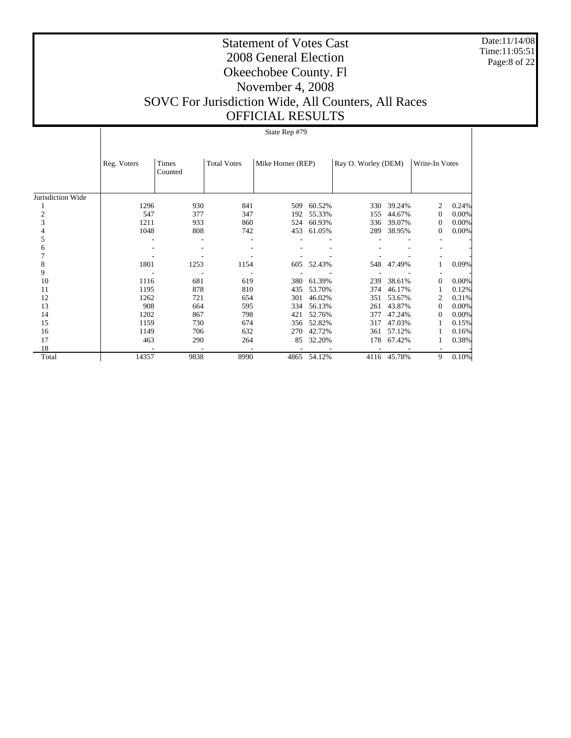# Statement of Votes Cast
## 2008 General Election
## Okeechobee County. Fl
## November 4, 2008
## SOVC For Jurisdiction Wide, All Counters, All Races
## OFFICIAL RESULTS

Date:11/14/08
Time:11:05:51

State Rep #79

| | Reg. Voters | Times Counted | Total Votes | Mike Horner (REP) | | Ray O. Worley (DEM) | | Write-In Votes | |
|---|---|---|---|---|---|---|---|---|---|
| Jurisdiction Wide | | | | | | | | | |
| 1 | 1296 | 930 | 841 | 509 | 60.52% | 330 | 39.24% | 2 | 0.24% |
| 2 | 547 | 377 | 347 | 192 | 55.33% | 155 | 44.67% | 0 | 0.00% |
| 3 | 1211 | 933 | 860 | 524 | 60.93% | 336 | 39.07% | 0 | 0.00% |
| 4 | 1048 | 808 | 742 | 453 | 61.05% | 289 | 38.95% | 0 | 0.00% |
| 5 | - | - | - | - | - | - | - | - | - |
| 6 | - | - | - | - | - | - | - | - | - |
| 7 | - | - | - | - | - | - | - | - | - |
| 8 | 1801 | 1253 | 1154 | 605 | 52.43% | 548 | 47.49% | 1 | 0.09% |
| 9 | - | - | - | - | - | - | - | - | - |
| 10 | 1116 | 681 | 619 | 380 | 61.39% | 239 | 38.61% | 0 | 0.00% |
| 11 | 1195 | 878 | 810 | 435 | 53.70% | 374 | 46.17% | 1 | 0.12% |
| 12 | 1262 | 721 | 654 | 301 | 46.02% | 351 | 53.67% | 2 | 0.31% |
| 13 | 908 | 664 | 595 | 334 | 56.13% | 261 | 43.87% | 0 | 0.00% |
| 14 | 1202 | 867 | 798 | 421 | 52.76% | 377 | 47.24% | 0 | 0.00% |
| 15 | 1159 | 730 | 674 | 356 | 52.82% | 317 | 47.03% | 1 | 0.15% |
| 16 | 1149 | 706 | 632 | 270 | 42.72% | 361 | 57.12% | 1 | 0.16% |
| 17 | 463 | 290 | 264 | 85 | 32.20% | 178 | 67.42% | 1 | 0.38% |
| 18 | - | - | - | - | - | - | - | - | - |
| Total | 14357 | 9838 | 8990 | 4865 | 54.12% | 4116 | 45.78% | 9 | 0.10% |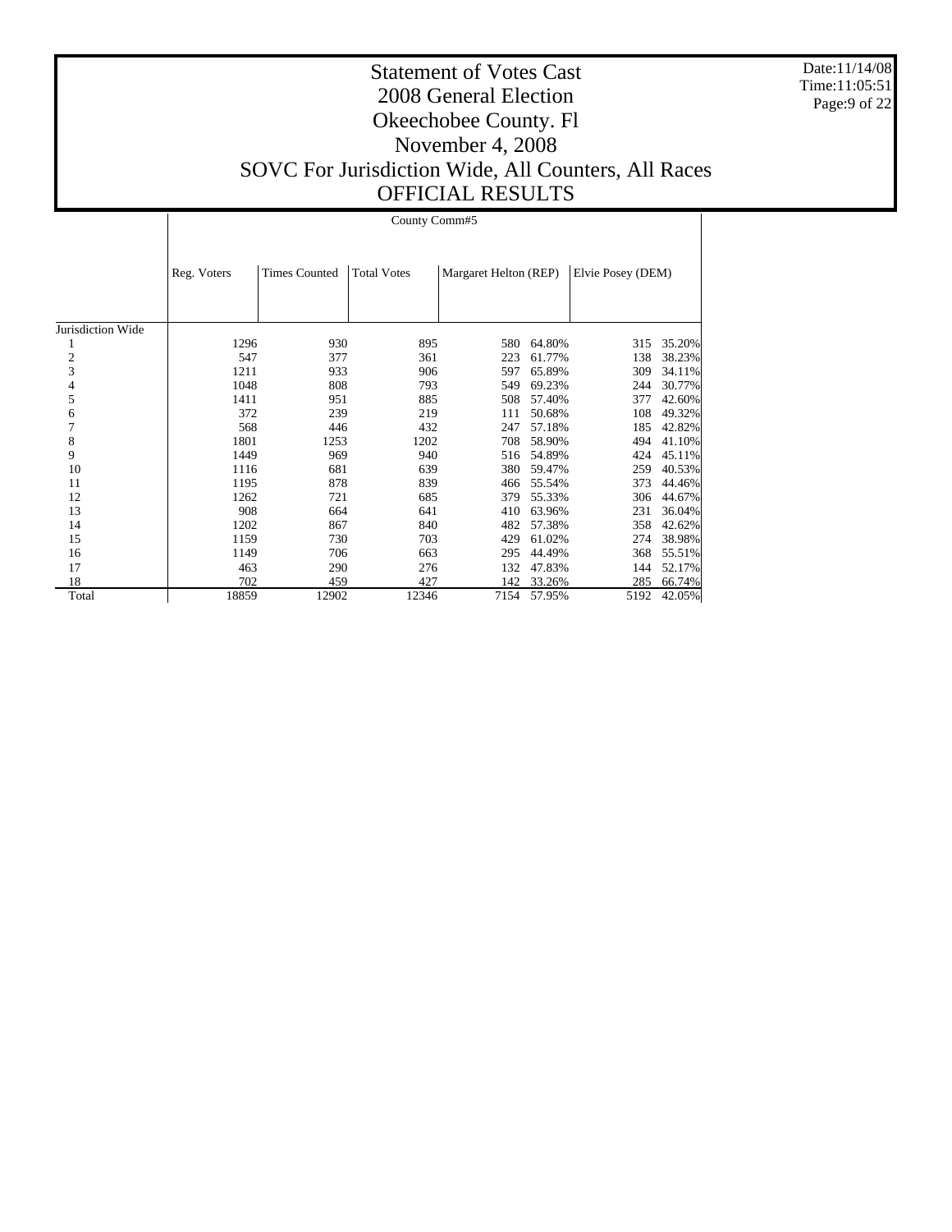# Statement of Votes Cast
# 2008 General Election
# Okeechobee County. Fl
# November 4, 2008
# SOVC For Jurisdiction Wide, All Counters, All Races
# OFFICIAL RESULTS

Date:11/14/08
Time:11:05:51

| | County Comm#5 | | | | | | |
|---|---|---|---|---|---|---|---|
| | Reg. Voters | Times Counted | Total Votes | Margaret Helton (REP) | | Elvie Posey (DEM) | |
| Jurisdiction Wide | | | | | | | |
| 1 | 1296 | 930 | 895 | 580 | 64.80% | 315 | 35.20% |
| 2 | 547 | 377 | 361 | 223 | 61.77% | 138 | 38.23% |
| 3 | 1211 | 933 | 906 | 597 | 65.89% | 309 | 34.11% |
| 4 | 1048 | 808 | 793 | 549 | 69.23% | 244 | 30.77% |
| 5 | 1411 | 951 | 885 | 508 | 57.40% | 377 | 42.60% |
| 6 | 372 | 239 | 219 | 111 | 50.68% | 108 | 49.32% |
| 7 | 568 | 446 | 432 | 247 | 57.18% | 185 | 42.82% |
| 8 | 1801 | 1253 | 1202 | 708 | 58.90% | 494 | 41.10% |
| 9 | 1449 | 969 | 940 | 516 | 54.89% | 424 | 45.11% |
| 10 | 1116 | 681 | 639 | 380 | 59.47% | 259 | 40.53% |
| 11 | 1195 | 878 | 839 | 466 | 55.54% | 373 | 44.46% |
| 12 | 1262 | 721 | 685 | 379 | 55.33% | 306 | 44.67% |
| 13 | 908 | 664 | 641 | 410 | 63.96% | 231 | 36.04% |
| 14 | 1202 | 867 | 840 | 482 | 57.38% | 358 | 42.62% |
| 15 | 1159 | 730 | 703 | 429 | 61.02% | 274 | 38.98% |
| 16 | 1149 | 706 | 663 | 295 | 44.49% | 368 | 55.51% |
| 17 | 463 | 290 | 276 | 132 | 47.83% | 144 | 52.17% |
| 18 | 702 | 459 | 427 | 142 | 33.26% | 285 | 66.74% |
| Total | 18859 | 12902 | 12346 | 7154 | 57.95% | 5192 | 42.05% |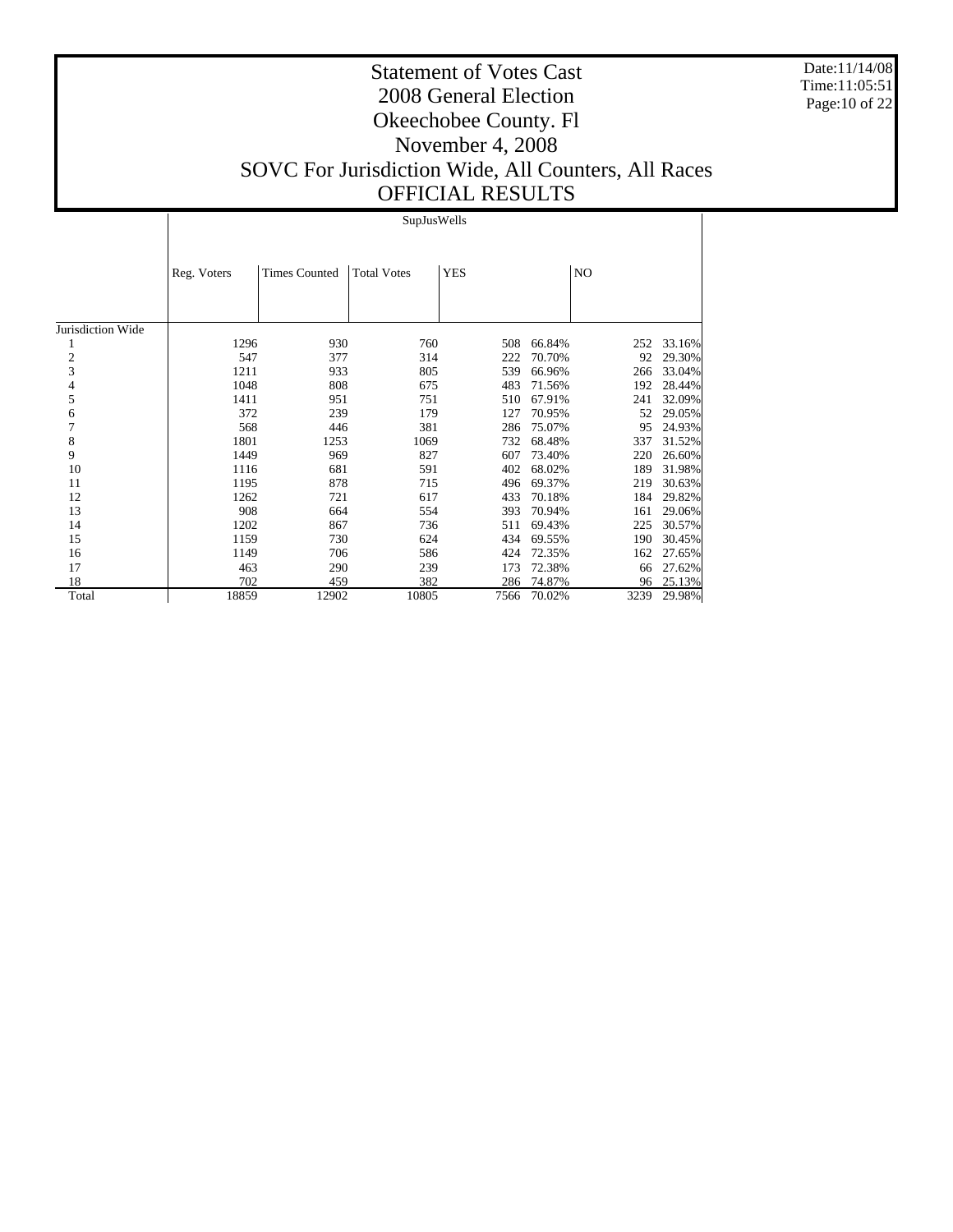# Statement of Votes Cast
## 2008 General Election
## Okeechobee County. Fl
## November 4, 2008
## SOVC For Jurisdiction Wide, All Counters, All Races
## OFFICIAL RESULTS

Date:11/14/08
Time:11:05:51

SupJusWells

| | Reg. Voters | Times Counted | Total Votes | YES | | NO | |
|---|---|---|---|---|---|---|---|
| Jurisdiction Wide | | | | | | | |
| 1 | 1296 | 930 | 760 | 508 | 66.84% | 252 | 33.16% |
| 2 | 547 | 377 | 314 | 222 | 70.70% | 92 | 29.30% |
| 3 | 1211 | 933 | 805 | 539 | 66.96% | 266 | 33.04% |
| 4 | 1048 | 808 | 675 | 483 | 71.56% | 192 | 28.44% |
| 5 | 1411 | 951 | 751 | 510 | 67.91% | 241 | 32.09% |
| 6 | 372 | 239 | 179 | 127 | 70.95% | 52 | 29.05% |
| 7 | 568 | 446 | 381 | 286 | 75.07% | 95 | 24.93% |
| 8 | 1801 | 1253 | 1069 | 732 | 68.48% | 337 | 31.52% |
| 9 | 1449 | 969 | 827 | 607 | 73.40% | 220 | 26.60% |
| 10 | 1116 | 681 | 591 | 402 | 68.02% | 189 | 31.98% |
| 11 | 1195 | 878 | 715 | 496 | 69.37% | 219 | 30.63% |
| 12 | 1262 | 721 | 617 | 433 | 70.18% | 184 | 29.82% |
| 13 | 908 | 664 | 554 | 393 | 70.94% | 161 | 29.06% |
| 14 | 1202 | 867 | 736 | 511 | 69.43% | 225 | 30.57% |
| 15 | 1159 | 730 | 624 | 434 | 69.55% | 190 | 30.45% |
| 16 | 1149 | 706 | 586 | 424 | 72.35% | 162 | 27.65% |
| 17 | 463 | 290 | 239 | 173 | 72.38% | 66 | 27.62% |
| 18 | 702 | 459 | 382 | 286 | 74.87% | 96 | 25.13% |
| Total | 18859 | 12902 | 10805 | 7566 | 70.02% | 3239 | 29.98% |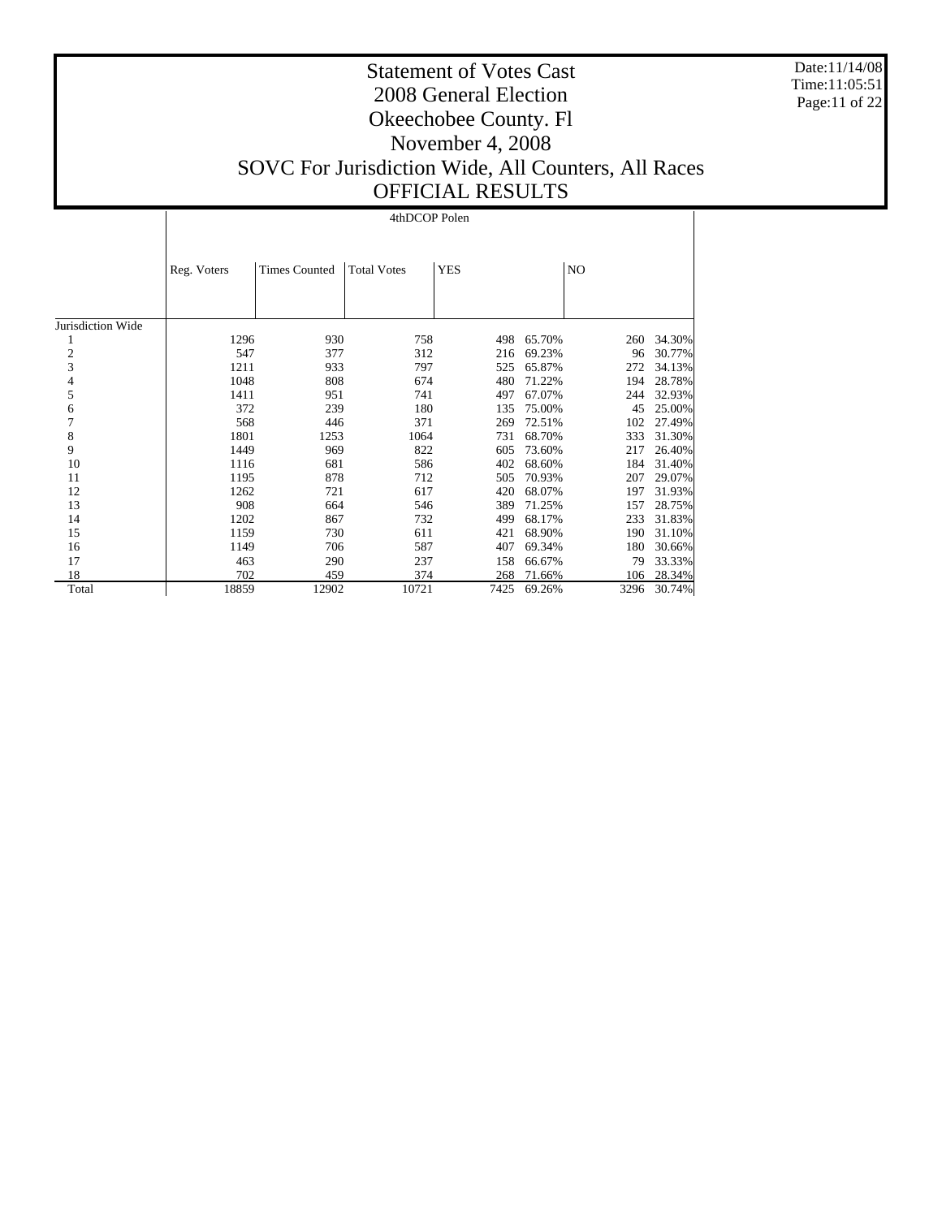# Statement of Votes Cast
# 2008 General Election
# Okeechobee County. Fl
# November 4, 2008
# SOVC For Jurisdiction Wide, All Counters, All Races
# OFFICIAL RESULTS

| | 4thDCOP Polen | | | | | | |
|---|---|---|---|---|---|---|---|
| | Reg. Voters | Times Counted | Total Votes | YES | | NO | |
| Jurisdiction Wide | | | | | | | |
| 1 | 1296 | 930 | 758 | 498 | 65.70% | 260 | 34.30% |
| 2 | 547 | 377 | 312 | 216 | 69.23% | 96 | 30.77% |
| 3 | 1211 | 933 | 797 | 525 | 65.87% | 272 | 34.13% |
| 4 | 1048 | 808 | 674 | 480 | 71.22% | 194 | 28.78% |
| 5 | 1411 | 951 | 741 | 497 | 67.07% | 244 | 32.93% |
| 6 | 372 | 239 | 180 | 135 | 75.00% | 45 | 25.00% |
| 7 | 568 | 446 | 371 | 269 | 72.51% | 102 | 27.49% |
| 8 | 1801 | 1253 | 1064 | 731 | 68.70% | 333 | 31.30% |
| 9 | 1449 | 969 | 822 | 605 | 73.60% | 217 | 26.40% |
| 10 | 1116 | 681 | 586 | 402 | 68.60% | 184 | 31.40% |
| 11 | 1195 | 878 | 712 | 505 | 70.93% | 207 | 29.07% |
| 12 | 1262 | 721 | 617 | 420 | 68.07% | 197 | 31.93% |
| 13 | 908 | 664 | 546 | 389 | 71.25% | 157 | 28.75% |
| 14 | 1202 | 867 | 732 | 499 | 68.17% | 233 | 31.83% |
| 15 | 1159 | 730 | 611 | 421 | 68.90% | 190 | 31.10% |
| 16 | 1149 | 706 | 587 | 407 | 69.34% | 180 | 30.66% |
| 17 | 463 | 290 | 237 | 158 | 66.67% | 79 | 33.33% |
| 18 | 702 | 459 | 374 | 268 | 71.66% | 106 | 28.34% |
| Total | 18859 | 12902 | 10721 | 7425 | 69.26% | 3296 | 30.74% |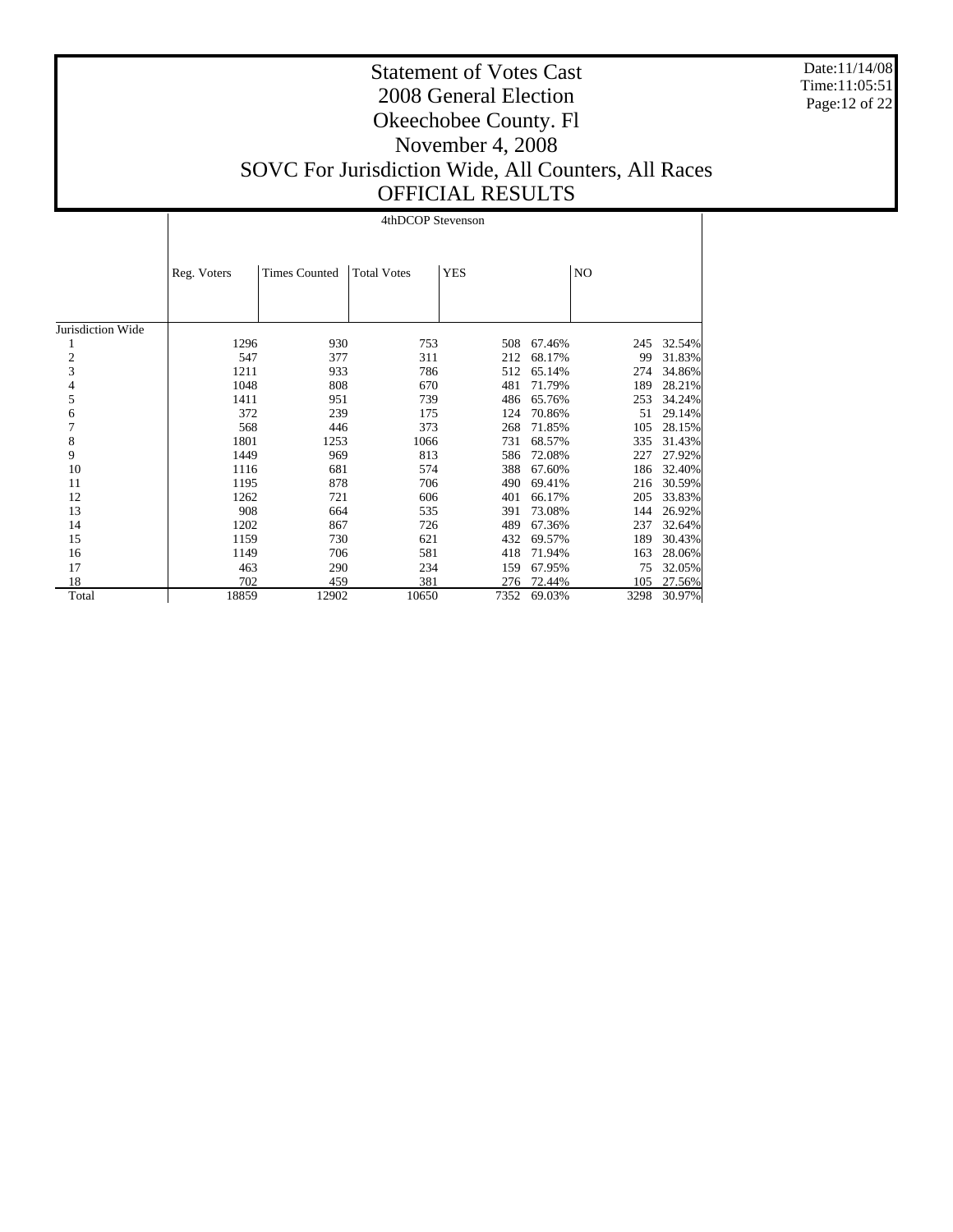# Statement of Votes Cast
## 2008 General Election
## Okeechobee County. Fl
## November 4, 2008
## SOVC For Jurisdiction Wide, All Counters, All Races
## OFFICIAL RESULTS

Date:11/14/08
Time:11:05:51

| | 4thDCOP Stevenson | | | | | | |
|---|---|---|---|---|---|---|---|
| | Reg. Voters | Times Counted | Total Votes | YES | | NO | |
| Jurisdiction Wide | | | | | | | |
| 1 | 1296 | 930 | 753 | 508 | 67.46% | 245 | 32.54% |
| 2 | 547 | 377 | 311 | 212 | 68.17% | 99 | 31.83% |
| 3 | 1211 | 933 | 786 | 512 | 65.14% | 274 | 34.86% |
| 4 | 1048 | 808 | 670 | 481 | 71.79% | 189 | 28.21% |
| 5 | 1411 | 951 | 739 | 486 | 65.76% | 253 | 34.24% |
| 6 | 372 | 239 | 175 | 124 | 70.86% | 51 | 29.14% |
| 7 | 568 | 446 | 373 | 268 | 71.85% | 105 | 28.15% |
| 8 | 1801 | 1253 | 1066 | 731 | 68.57% | 335 | 31.43% |
| 9 | 1449 | 969 | 813 | 586 | 72.08% | 227 | 27.92% |
| 10 | 1116 | 681 | 574 | 388 | 67.60% | 186 | 32.40% |
| 11 | 1195 | 878 | 706 | 490 | 69.41% | 216 | 30.59% |
| 12 | 1262 | 721 | 606 | 401 | 66.17% | 205 | 33.83% |
| 13 | 908 | 664 | 535 | 391 | 73.08% | 144 | 26.92% |
| 14 | 1202 | 867 | 726 | 489 | 67.36% | 237 | 32.64% |
| 15 | 1159 | 730 | 621 | 432 | 69.57% | 189 | 30.43% |
| 16 | 1149 | 706 | 581 | 418 | 71.94% | 163 | 28.06% |
| 17 | 463 | 290 | 234 | 159 | 67.95% | 75 | 32.05% |
| 18 | 702 | 459 | 381 | 276 | 72.44% | 105 | 27.56% |
| Total | 18859 | 12902 | 10650 | 7352 | 69.03% | 3298 | 30.97% |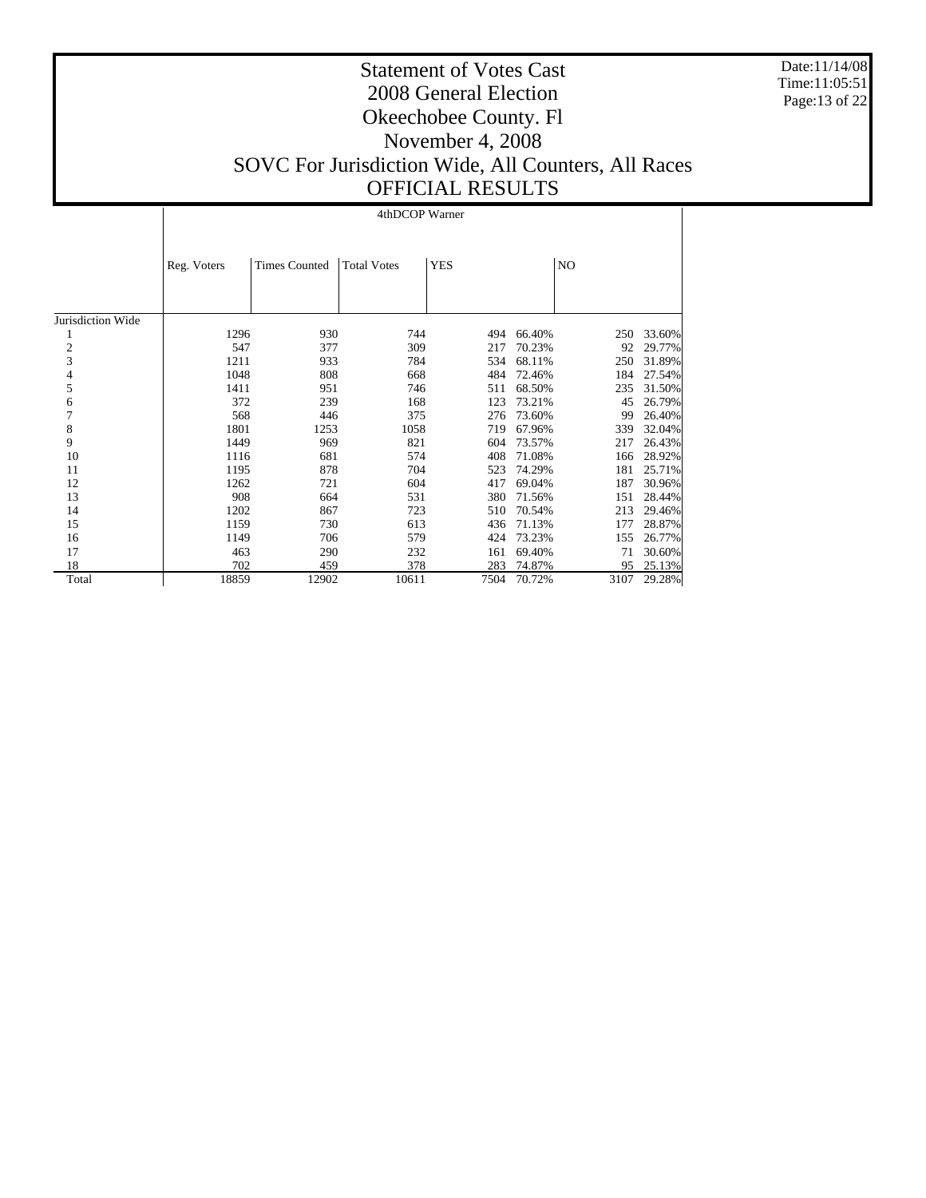# Statement of Votes Cast
# 2008 General Election
# Okeechobee County. Fl
# November 4, 2008
# SOVC For Jurisdiction Wide, All Counters, All Races
# OFFICIAL RESULTS

Date:11/14/08
Time:11:05:51

| | 4thDCOP Warner | | | | | | |
|---|---|---|---|---|---|---|---|
| | Reg. Voters | Times Counted | Total Votes | YES | | NO | |
| Jurisdiction Wide | | | | | | | |
| 1 | 1296 | 930 | 744 | 494 | 66.40% | 250 | 33.60% |
| 2 | 547 | 377 | 309 | 217 | 70.23% | 92 | 29.77% |
| 3 | 1211 | 933 | 784 | 534 | 68.11% | 250 | 31.89% |
| 4 | 1048 | 808 | 668 | 484 | 72.46% | 184 | 27.54% |
| 5 | 1411 | 951 | 746 | 511 | 68.50% | 235 | 31.50% |
| 6 | 372 | 239 | 168 | 123 | 73.21% | 45 | 26.79% |
| 7 | 568 | 446 | 375 | 276 | 73.60% | 99 | 26.40% |
| 8 | 1801 | 1253 | 1058 | 719 | 67.96% | 339 | 32.04% |
| 9 | 1449 | 969 | 821 | 604 | 73.57% | 217 | 26.43% |
| 10 | 1116 | 681 | 574 | 408 | 71.08% | 166 | 28.92% |
| 11 | 1195 | 878 | 704 | 523 | 74.29% | 181 | 25.71% |
| 12 | 1262 | 721 | 604 | 417 | 69.04% | 187 | 30.96% |
| 13 | 908 | 664 | 531 | 380 | 71.56% | 151 | 28.44% |
| 14 | 1202 | 867 | 723 | 510 | 70.54% | 213 | 29.46% |
| 15 | 1159 | 730 | 613 | 436 | 71.13% | 177 | 28.87% |
| 16 | 1149 | 706 | 579 | 424 | 73.23% | 155 | 26.77% |
| 17 | 463 | 290 | 232 | 161 | 69.40% | 71 | 30.60% |
| 18 | 702 | 459 | 378 | 283 | 74.87% | 95 | 25.13% |
| Total | 18859 | 12902 | 10611 | 7504 | 70.72% | 3107 | 29.28% |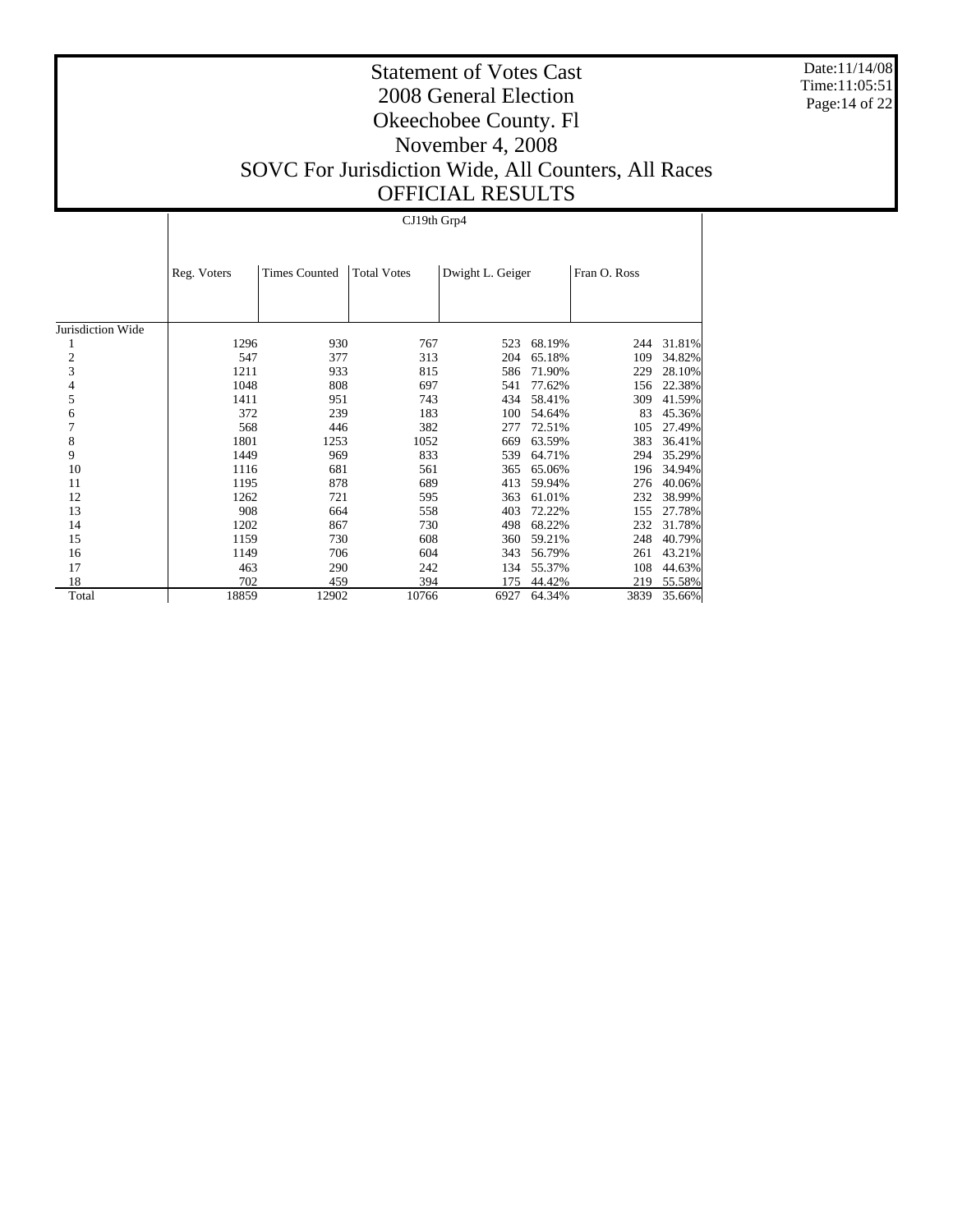# Statement of Votes Cast
# 2008 General Election
# Okeechobee County. Fl
# November 4, 2008
# SOVC For Jurisdiction Wide, All Counters, All Races
# OFFICIAL RESULTS

Date:11/14/08
Time:11:05:51

| | CJ19th Grp4 | | | | | | |
|---|---|---|---|---|---|---|---|
| | Reg. Voters | Times Counted | Total Votes | Dwight L. Geiger | | Fran O. Ross | |
| Jurisdiction Wide | | | | | | | |
| 1 | 1296 | 930 | 767 | 523 | 68.19% | 244 | 31.81% |
| 2 | 547 | 377 | 313 | 204 | 65.18% | 109 | 34.82% |
| 3 | 1211 | 933 | 815 | 586 | 71.90% | 229 | 28.10% |
| 4 | 1048 | 808 | 697 | 541 | 77.62% | 156 | 22.38% |
| 5 | 1411 | 951 | 743 | 434 | 58.41% | 309 | 41.59% |
| 6 | 372 | 239 | 183 | 100 | 54.64% | 83 | 45.36% |
| 7 | 568 | 446 | 382 | 277 | 72.51% | 105 | 27.49% |
| 8 | 1801 | 1253 | 1052 | 669 | 63.59% | 383 | 36.41% |
| 9 | 1449 | 969 | 833 | 539 | 64.71% | 294 | 35.29% |
| 10 | 1116 | 681 | 561 | 365 | 65.06% | 196 | 34.94% |
| 11 | 1195 | 878 | 689 | 413 | 59.94% | 276 | 40.06% |
| 12 | 1262 | 721 | 595 | 363 | 61.01% | 232 | 38.99% |
| 13 | 908 | 664 | 558 | 403 | 72.22% | 155 | 27.78% |
| 14 | 1202 | 867 | 730 | 498 | 68.22% | 232 | 31.78% |
| 15 | 1159 | 730 | 608 | 360 | 59.21% | 248 | 40.79% |
| 16 | 1149 | 706 | 604 | 343 | 56.79% | 261 | 43.21% |
| 17 | 463 | 290 | 242 | 134 | 55.37% | 108 | 44.63% |
| 18 | 702 | 459 | 394 | 175 | 44.42% | 219 | 55.58% |
| Total | 18859 | 12902 | 10766 | 6927 | 64.34% | 3839 | 35.66% |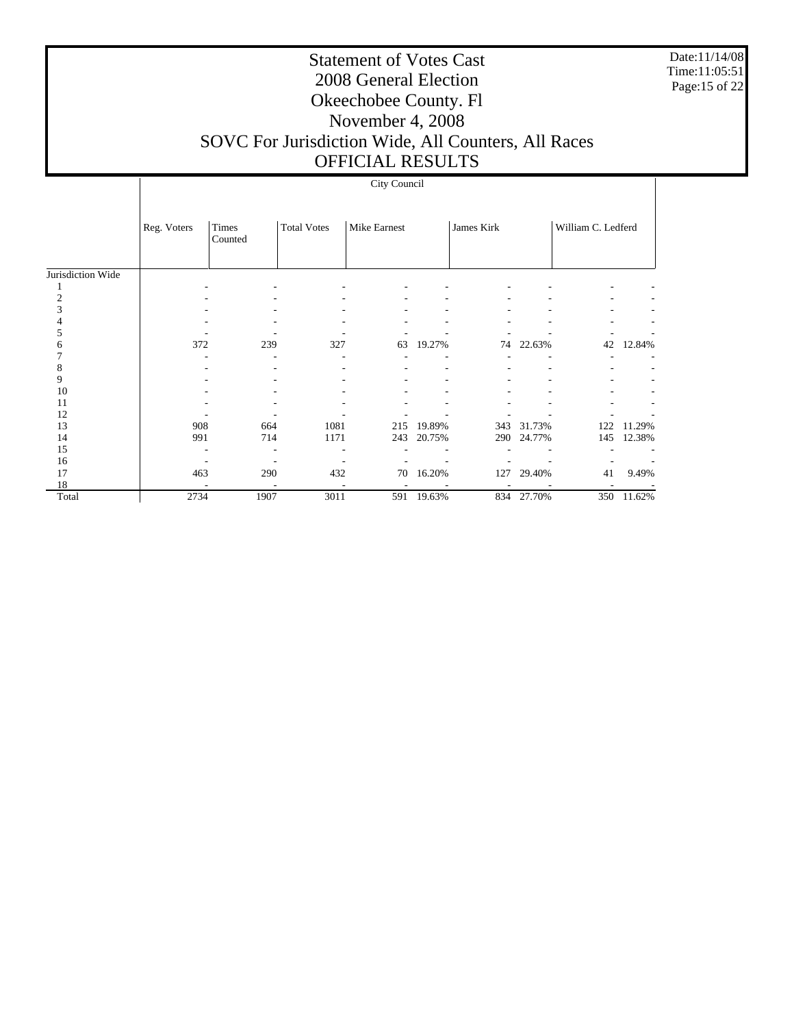# Statement of Votes Cast
# 2008 General Election
# Okeechobee County. Fl
# November 4, 2008
# SOVC For Jurisdiction Wide, All Counters, All Races
# OFFICIAL RESULTS

Date:11/14/08
Time:11:05:51

| | City Council | | | | | | | | |
|---|---|---|---|---|---|---|---|---|---|
| | Reg. Voters | Times Counted | Total Votes | Mike Earnest | | James Kirk | | William C. Ledferd | |
| Jurisdiction Wide | | | | | | | | | |
| 1 | - | - | - | - | - | - | - | - | - |
| 2 | - | - | - | - | - | - | - | - | - |
| 3 | - | - | - | - | - | - | - | - | - |
| 4 | - | - | - | - | - | - | - | - | - |
| 5 | - | - | - | - | - | - | - | - | - |
| 6 | 372 | 239 | 327 | 63 | 19.27% | 74 | 22.63% | 42 | 12.84% |
| 7 | - | - | - | - | - | - | - | - | - |
| 8 | - | - | - | - | - | - | - | - | - |
| 9 | - | - | - | - | - | - | - | - | - |
| 10 | - | - | - | - | - | - | - | - | - |
| 11 | - | - | - | - | - | - | - | - | - |
| 12 | - | - | - | - | - | - | - | - | - |
| 13 | 908 | 664 | 1081 | 215 | 19.89% | 343 | 31.73% | 122 | 11.29% |
| 14 | 991 | 714 | 1171 | 243 | 20.75% | 290 | 24.77% | 145 | 12.38% |
| 15 | - | - | - | - | - | - | - | - | - |
| 16 | - | - | - | - | - | - | - | - | - |
| 17 | 463 | 290 | 432 | 70 | 16.20% | 127 | 29.40% | 41 | 9.49% |
| 18 | - | - | - | - | - | - | - | - | - |
| Total | 2734 | 1907 | 3011 | 591 | 19.63% | 834 | 27.70% | 350 | 11.62% |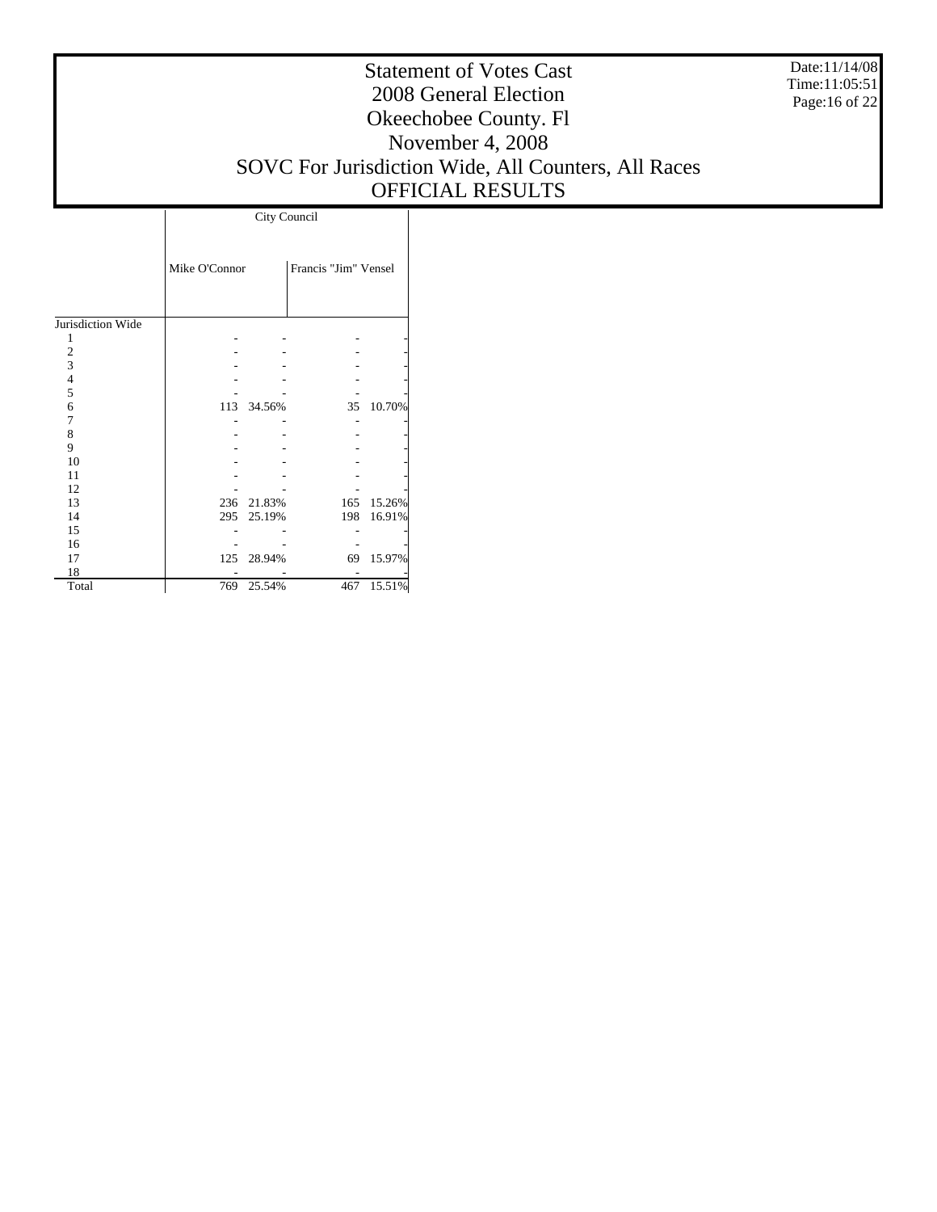# Statement of Votes Cast
## 2008 General Election
## Okeechobee County. Fl
## November 4, 2008
## SOVC For Jurisdiction Wide, All Counters, All Races
## OFFICIAL RESULTS

Date:11/14/08
Time:11:05:51

| | City Council | | | |
|---|---|---|---|---|
| | Mike O'Connor | | Francis "Jim" Vensel | |
| Jurisdiction Wide | | | | |
| 1 | - | - | - | - |
| 2 | - | - | - | - |
| 3 | - | - | - | - |
| 4 | - | - | - | - |
| 5 | - | - | - | - |
| 6 | 113 | 34.56% | 35 | 10.70% |
| 7 | - | - | - | - |
| 8 | - | - | - | - |
| 9 | - | - | - | - |
| 10 | - | - | - | - |
| 11 | - | - | - | - |
| 12 | - | - | - | - |
| 13 | 236 | 21.83% | 165 | 15.26% |
| 14 | 295 | 25.19% | 198 | 16.91% |
| 15 | - | - | - | - |
| 16 | - | - | - | - |
| 17 | 125 | 28.94% | 69 | 15.97% |
| 18 | - | - | - | - |
| Total | 769 | 25.54% | 467 | 15.51% |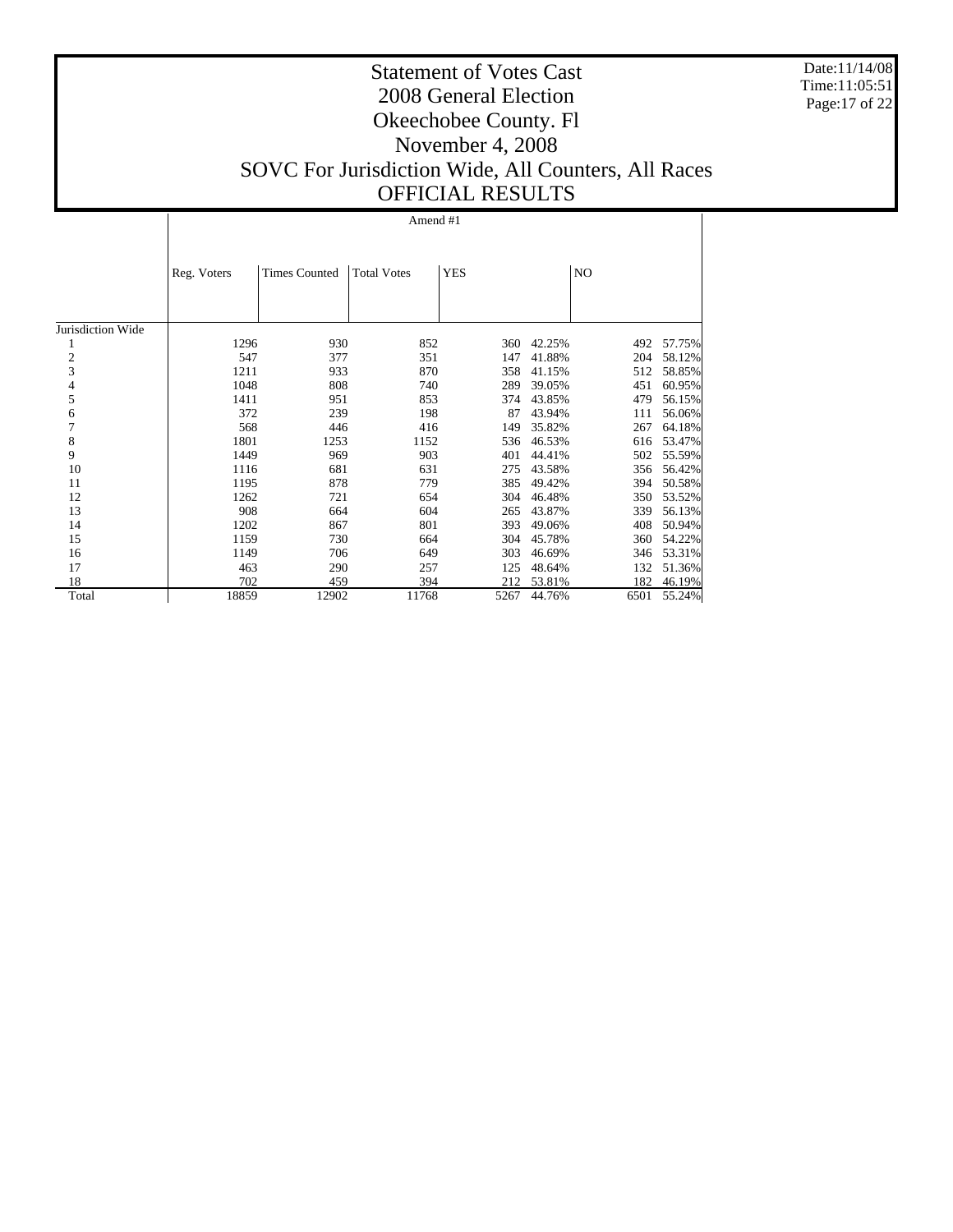# Statement of Votes Cast
## 2008 General Election
## Okeechobee County. Fl
## November 4, 2008
## SOVC For Jurisdiction Wide, All Counters, All Races
## OFFICIAL RESULTS

Date:11/14/08
Time:11:05:51

| | Amend #1 | | | | | | |
|---|---|---|---|---|---|---|---|
| | Reg. Voters | Times Counted | Total Votes | YES | | NO | |
| Jurisdiction Wide | | | | | | | |
| 1 | 1296 | 930 | 852 | 360 | 42.25% | 492 | 57.75% |
| 2 | 547 | 377 | 351 | 147 | 41.88% | 204 | 58.12% |
| 3 | 1211 | 933 | 870 | 358 | 41.15% | 512 | 58.85% |
| 4 | 1048 | 808 | 740 | 289 | 39.05% | 451 | 60.95% |
| 5 | 1411 | 951 | 853 | 374 | 43.85% | 479 | 56.15% |
| 6 | 372 | 239 | 198 | 87 | 43.94% | 111 | 56.06% |
| 7 | 568 | 446 | 416 | 149 | 35.82% | 267 | 64.18% |
| 8 | 1801 | 1253 | 1152 | 536 | 46.53% | 616 | 53.47% |
| 9 | 1449 | 969 | 903 | 401 | 44.41% | 502 | 55.59% |
| 10 | 1116 | 681 | 631 | 275 | 43.58% | 356 | 56.42% |
| 11 | 1195 | 878 | 779 | 385 | 49.42% | 394 | 50.58% |
| 12 | 1262 | 721 | 654 | 304 | 46.48% | 350 | 53.52% |
| 13 | 908 | 664 | 604 | 265 | 43.87% | 339 | 56.13% |
| 14 | 1202 | 867 | 801 | 393 | 49.06% | 408 | 50.94% |
| 15 | 1159 | 730 | 664 | 304 | 45.78% | 360 | 54.22% |
| 16 | 1149 | 706 | 649 | 303 | 46.69% | 346 | 53.31% |
| 17 | 463 | 290 | 257 | 125 | 48.64% | 132 | 51.36% |
| 18 | 702 | 459 | 394 | 212 | 53.81% | 182 | 46.19% |
| Total | 18859 | 12902 | 11768 | 5267 | 44.76% | 6501 | 55.24% |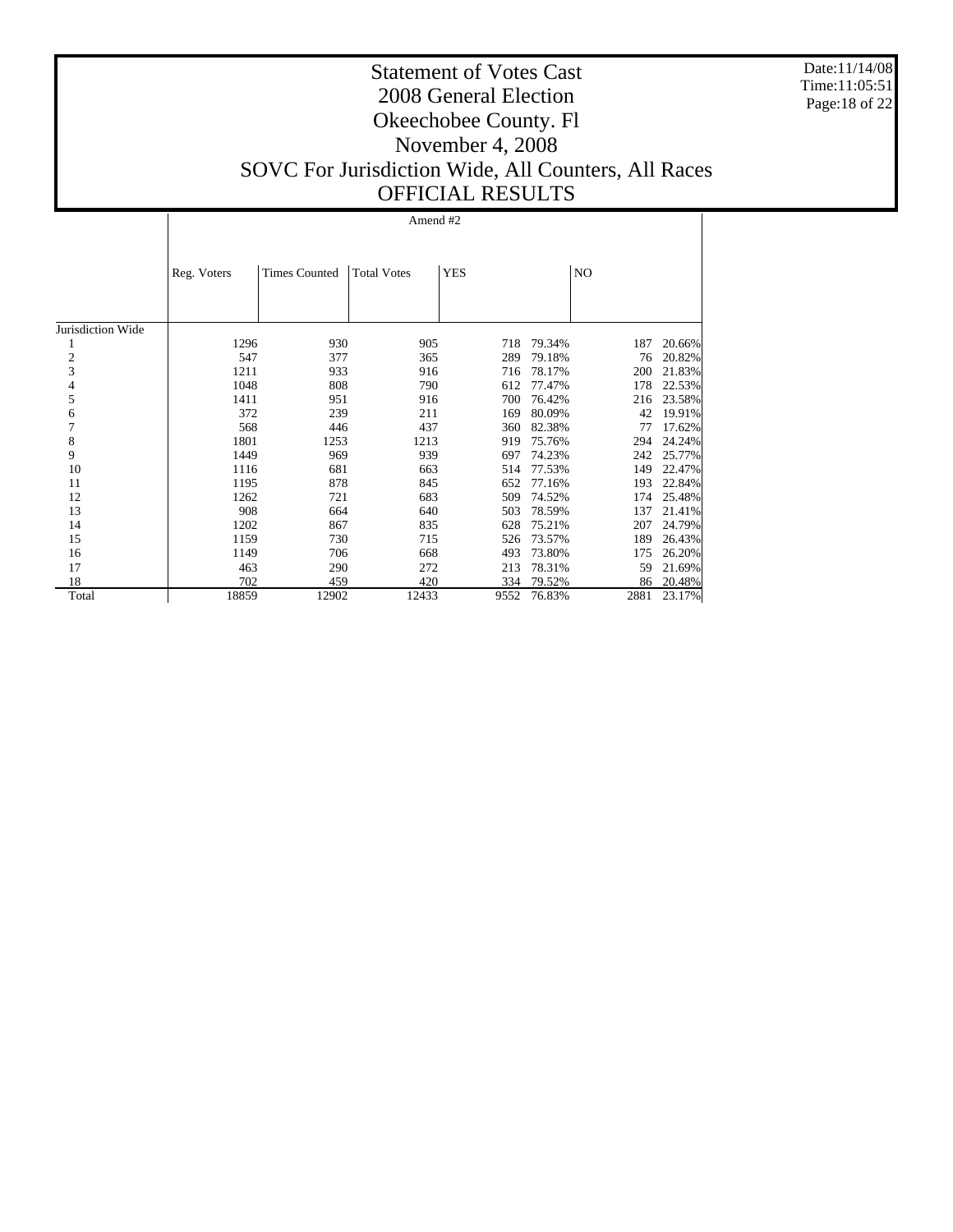# Statement of Votes Cast
## 2008 General Election
## Okeechobee County. Fl
## November 4, 2008
## SOVC For Jurisdiction Wide, All Counters, All Races
## OFFICIAL RESULTS

Date:11/14/08
Time:11:05:51

| | Amend #2 | | | | | | |
|---|---|---|---|---|---|---|---|
| | Reg. Voters | Times Counted | Total Votes | YES | | NO | |
| Jurisdiction Wide | | | | | | | |
| 1 | 1296 | 930 | 905 | 718 | 79.34% | 187 | 20.66% |
| 2 | 547 | 377 | 365 | 289 | 79.18% | 76 | 20.82% |
| 3 | 1211 | 933 | 916 | 716 | 78.17% | 200 | 21.83% |
| 4 | 1048 | 808 | 790 | 612 | 77.47% | 178 | 22.53% |
| 5 | 1411 | 951 | 916 | 700 | 76.42% | 216 | 23.58% |
| 6 | 372 | 239 | 211 | 169 | 80.09% | 42 | 19.91% |
| 7 | 568 | 446 | 437 | 360 | 82.38% | 77 | 17.62% |
| 8 | 1801 | 1253 | 1213 | 919 | 75.76% | 294 | 24.24% |
| 9 | 1449 | 969 | 939 | 697 | 74.23% | 242 | 25.77% |
| 10 | 1116 | 681 | 663 | 514 | 77.53% | 149 | 22.47% |
| 11 | 1195 | 878 | 845 | 652 | 77.16% | 193 | 22.84% |
| 12 | 1262 | 721 | 683 | 509 | 74.52% | 174 | 25.48% |
| 13 | 908 | 664 | 640 | 503 | 78.59% | 137 | 21.41% |
| 14 | 1202 | 867 | 835 | 628 | 75.21% | 207 | 24.79% |
| 15 | 1159 | 730 | 715 | 526 | 73.57% | 189 | 26.43% |
| 16 | 1149 | 706 | 668 | 493 | 73.80% | 175 | 26.20% |
| 17 | 463 | 290 | 272 | 213 | 78.31% | 59 | 21.69% |
| 18 | 702 | 459 | 420 | 334 | 79.52% | 86 | 20.48% |
| Total | 18859 | 12902 | 12433 | 9552 | 76.83% | 2881 | 23.17% |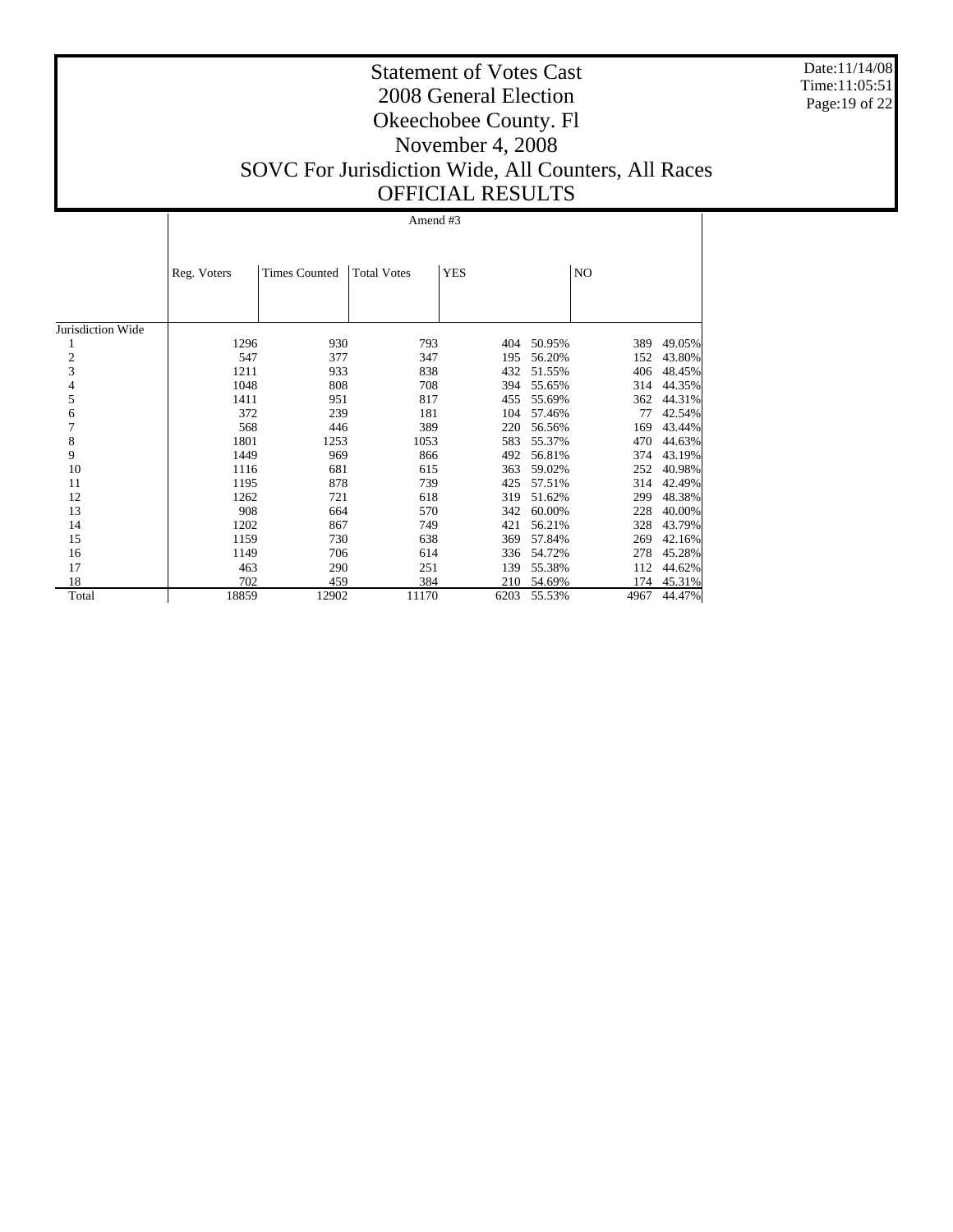# Statement of Votes Cast
## 2008 General Election
## Okeechobee County. Fl
## November 4, 2008
## SOVC For Jurisdiction Wide, All Counters, All Races
## OFFICIAL RESULTS

Date:11/14/08
Time:11:05:51

| | Amend #3 | | | | | | |
|---|---|---|---|---|---|---|---|
| | Reg. Voters | Times Counted | Total Votes | YES | | NO | |
| Jurisdiction Wide | | | | | | | |
| 1 | 1296 | 930 | 793 | 404 | 50.95% | 389 | 49.05% |
| 2 | 547 | 377 | 347 | 195 | 56.20% | 152 | 43.80% |
| 3 | 1211 | 933 | 838 | 432 | 51.55% | 406 | 48.45% |
| 4 | 1048 | 808 | 708 | 394 | 55.65% | 314 | 44.35% |
| 5 | 1411 | 951 | 817 | 455 | 55.69% | 362 | 44.31% |
| 6 | 372 | 239 | 181 | 104 | 57.46% | 77 | 42.54% |
| 7 | 568 | 446 | 389 | 220 | 56.56% | 169 | 43.44% |
| 8 | 1801 | 1253 | 1053 | 583 | 55.37% | 470 | 44.63% |
| 9 | 1449 | 969 | 866 | 492 | 56.81% | 374 | 43.19% |
| 10 | 1116 | 681 | 615 | 363 | 59.02% | 252 | 40.98% |
| 11 | 1195 | 878 | 739 | 425 | 57.51% | 314 | 42.49% |
| 12 | 1262 | 721 | 618 | 319 | 51.62% | 299 | 48.38% |
| 13 | 908 | 664 | 570 | 342 | 60.00% | 228 | 40.00% |
| 14 | 1202 | 867 | 749 | 421 | 56.21% | 328 | 43.79% |
| 15 | 1159 | 730 | 638 | 369 | 57.84% | 269 | 42.16% |
| 16 | 1149 | 706 | 614 | 336 | 54.72% | 278 | 45.28% |
| 17 | 463 | 290 | 251 | 139 | 55.38% | 112 | 44.62% |
| 18 | 702 | 459 | 384 | 210 | 54.69% | 174 | 45.31% |
| Total | 18859 | 12902 | 11170 | 6203 | 55.53% | 4967 | 44.47% |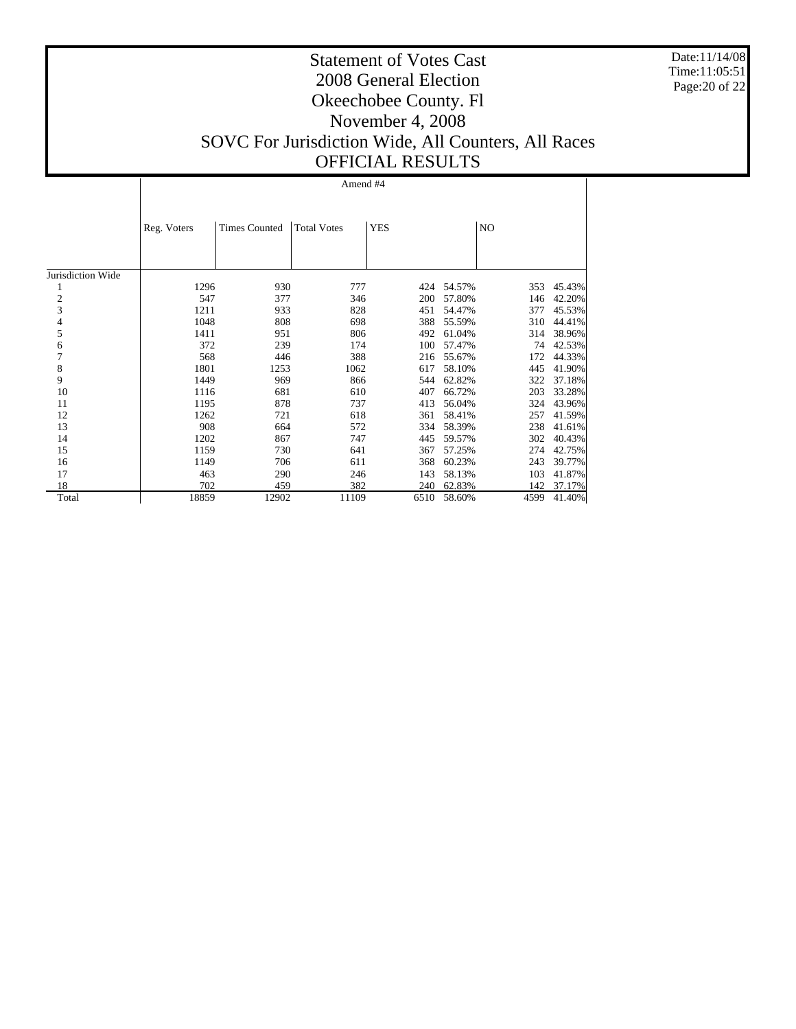# Statement of Votes Cast
## 2008 General Election
## Okeechobee County. Fl
## November 4, 2008
## SOVC For Jurisdiction Wide, All Counters, All Races
## OFFICIAL RESULTS

Date:11/14/08
Time:11:05:51

| | Amend #4 | | | | | | |
|---|---|---|---|---|---|---|---|
| | Reg. Voters | Times Counted | Total Votes | YES | | NO | |
| Jurisdiction Wide | | | | | | | |
| 1 | 1296 | 930 | 777 | 424 | 54.57% | 353 | 45.43% |
| 2 | 547 | 377 | 346 | 200 | 57.80% | 146 | 42.20% |
| 3 | 1211 | 933 | 828 | 451 | 54.47% | 377 | 45.53% |
| 4 | 1048 | 808 | 698 | 388 | 55.59% | 310 | 44.41% |
| 5 | 1411 | 951 | 806 | 492 | 61.04% | 314 | 38.96% |
| 6 | 372 | 239 | 174 | 100 | 57.47% | 74 | 42.53% |
| 7 | 568 | 446 | 388 | 216 | 55.67% | 172 | 44.33% |
| 8 | 1801 | 1253 | 1062 | 617 | 58.10% | 445 | 41.90% |
| 9 | 1449 | 969 | 866 | 544 | 62.82% | 322 | 37.18% |
| 10 | 1116 | 681 | 610 | 407 | 66.72% | 203 | 33.28% |
| 11 | 1195 | 878 | 737 | 413 | 56.04% | 324 | 43.96% |
| 12 | 1262 | 721 | 618 | 361 | 58.41% | 257 | 41.59% |
| 13 | 908 | 664 | 572 | 334 | 58.39% | 238 | 41.61% |
| 14 | 1202 | 867 | 747 | 445 | 59.57% | 302 | 40.43% |
| 15 | 1159 | 730 | 641 | 367 | 57.25% | 274 | 42.75% |
| 16 | 1149 | 706 | 611 | 368 | 60.23% | 243 | 39.77% |
| 17 | 463 | 290 | 246 | 143 | 58.13% | 103 | 41.87% |
| 18 | 702 | 459 | 382 | 240 | 62.83% | 142 | 37.17% |
| Total | 18859 | 12902 | 11109 | 6510 | 58.60% | 4599 | 41.40% |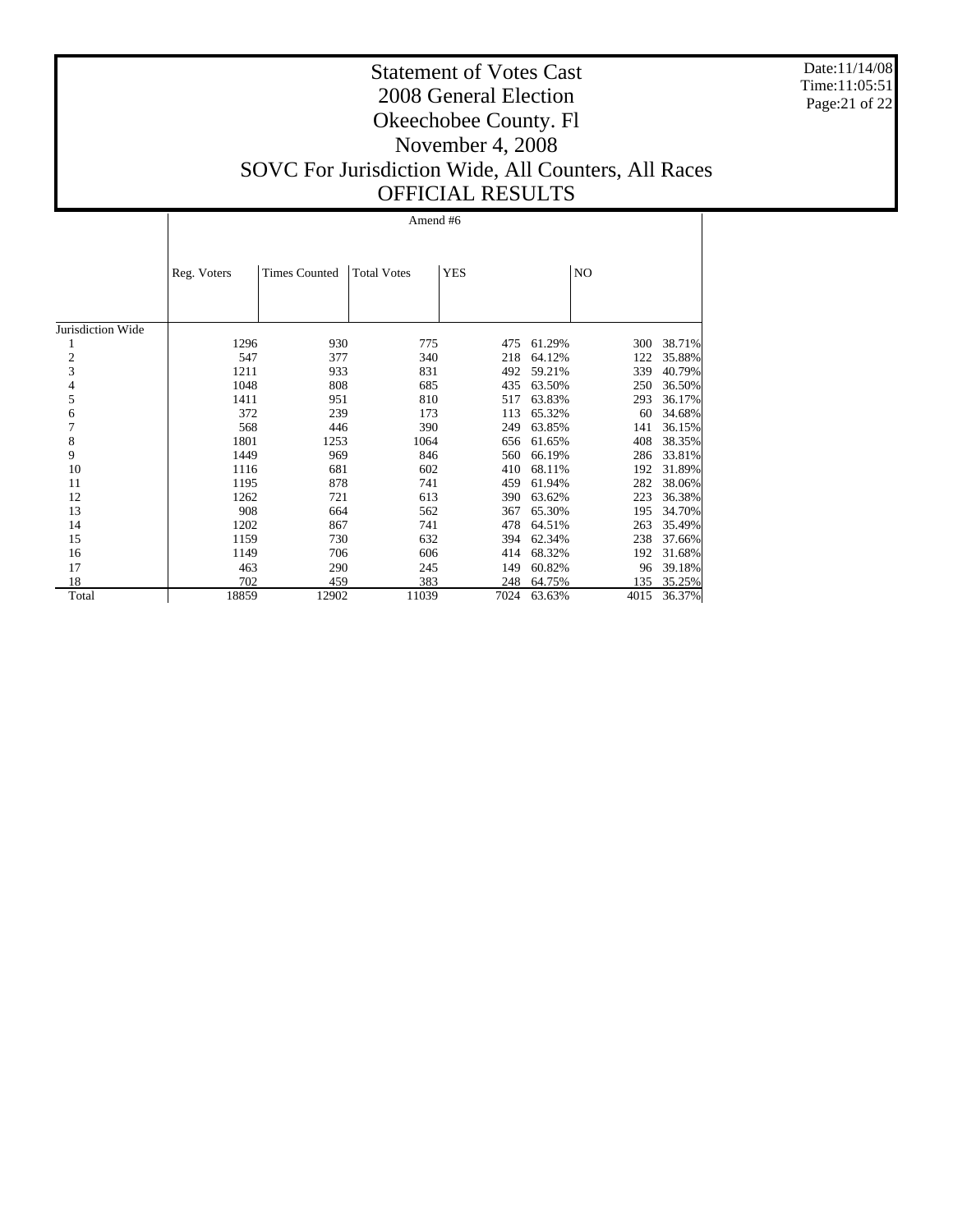# Statement of Votes Cast
# 2008 General Election
# Okeechobee County. Fl
# November 4, 2008
# SOVC For Jurisdiction Wide, All Counters, All Races
# OFFICIAL RESULTS

Date:11/14/08
Time:11:05:51

| | Amend #6 | | | | | | |
|---|---|---|---|---|---|---|---|
| | Reg. Voters | Times Counted | Total Votes | YES | | NO | |
| Jurisdiction Wide | | | | | | | |
| 1 | 1296 | 930 | 775 | 475 | 61.29% | 300 | 38.71% |
| 2 | 547 | 377 | 340 | 218 | 64.12% | 122 | 35.88% |
| 3 | 1211 | 933 | 831 | 492 | 59.21% | 339 | 40.79% |
| 4 | 1048 | 808 | 685 | 435 | 63.50% | 250 | 36.50% |
| 5 | 1411 | 951 | 810 | 517 | 63.83% | 293 | 36.17% |
| 6 | 372 | 239 | 173 | 113 | 65.32% | 60 | 34.68% |
| 7 | 568 | 446 | 390 | 249 | 63.85% | 141 | 36.15% |
| 8 | 1801 | 1253 | 1064 | 656 | 61.65% | 408 | 38.35% |
| 9 | 1449 | 969 | 846 | 560 | 66.19% | 286 | 33.81% |
| 10 | 1116 | 681 | 602 | 410 | 68.11% | 192 | 31.89% |
| 11 | 1195 | 878 | 741 | 459 | 61.94% | 282 | 38.06% |
| 12 | 1262 | 721 | 613 | 390 | 63.62% | 223 | 36.38% |
| 13 | 908 | 664 | 562 | 367 | 65.30% | 195 | 34.70% |
| 14 | 1202 | 867 | 741 | 478 | 64.51% | 263 | 35.49% |
| 15 | 1159 | 730 | 632 | 394 | 62.34% | 238 | 37.66% |
| 16 | 1149 | 706 | 606 | 414 | 68.32% | 192 | 31.68% |
| 17 | 463 | 290 | 245 | 149 | 60.82% | 96 | 39.18% |
| 18 | 702 | 459 | 383 | 248 | 64.75% | 135 | 35.25% |
| Total | 18859 | 12902 | 11039 | 7024 | 63.63% | 4015 | 36.37% |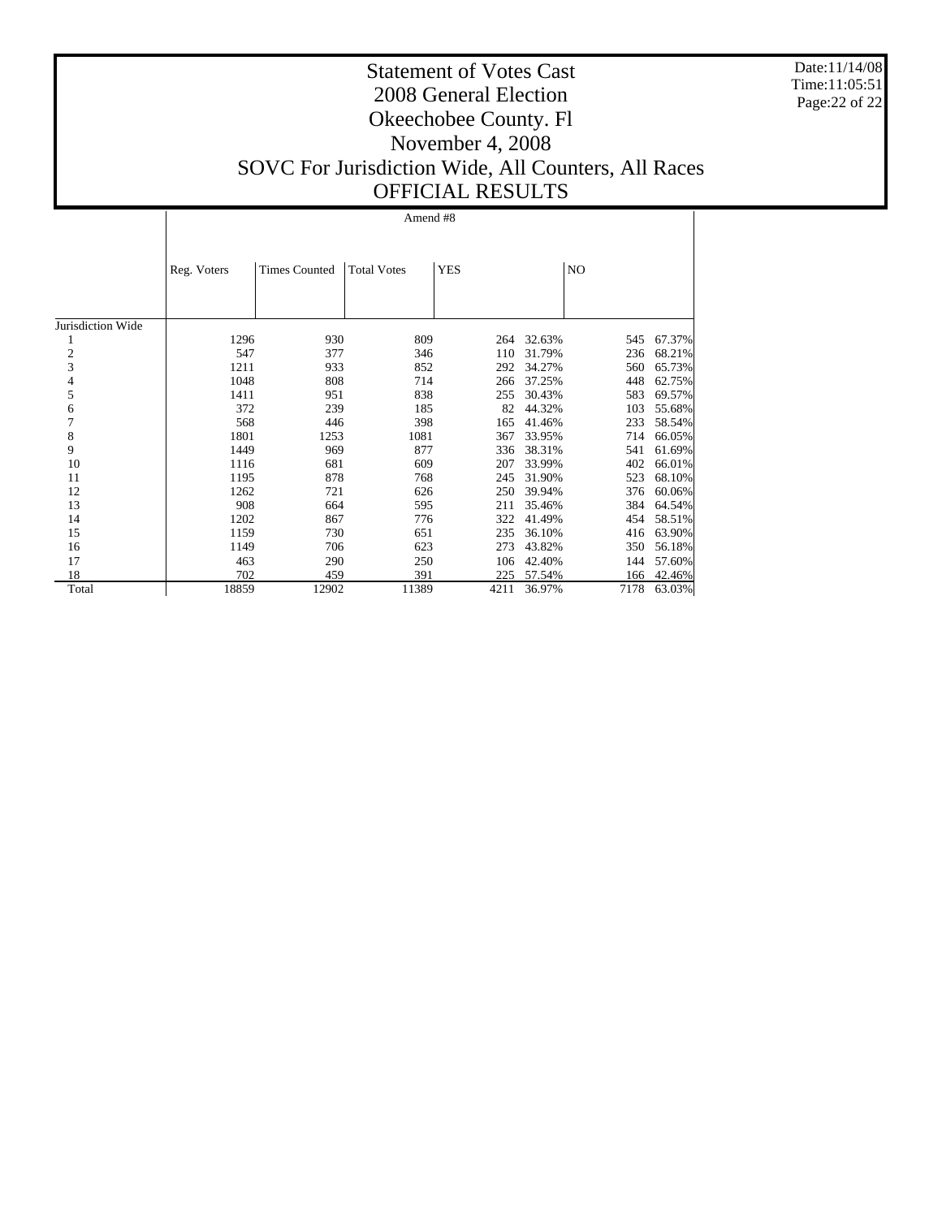# Statement of Votes Cast
# 2008 General Election
# Okeechobee County. Fl
# November 4, 2008
# SOVC For Jurisdiction Wide, All Counters, All Races
# OFFICIAL RESULTS

Date:11/14/08
Time:11:05:51

| | Amend #8 | | | | | | |
|---|---|---|---|---|---|---|---|
| | Reg. Voters | Times Counted | Total Votes | YES | | NO | |
| Jurisdiction Wide | | | | | | | |
| 1 | 1296 | 930 | 809 | 264 | 32.63% | 545 | 67.37% |
| 2 | 547 | 377 | 346 | 110 | 31.79% | 236 | 68.21% |
| 3 | 1211 | 933 | 852 | 292 | 34.27% | 560 | 65.73% |
| 4 | 1048 | 808 | 714 | 266 | 37.25% | 448 | 62.75% |
| 5 | 1411 | 951 | 838 | 255 | 30.43% | 583 | 69.57% |
| 6 | 372 | 239 | 185 | 82 | 44.32% | 103 | 55.68% |
| 7 | 568 | 446 | 398 | 165 | 41.46% | 233 | 58.54% |
| 8 | 1801 | 1253 | 1081 | 367 | 33.95% | 714 | 66.05% |
| 9 | 1449 | 969 | 877 | 336 | 38.31% | 541 | 61.69% |
| 10 | 1116 | 681 | 609 | 207 | 33.99% | 402 | 66.01% |
| 11 | 1195 | 878 | 768 | 245 | 31.90% | 523 | 68.10% |
| 12 | 1262 | 721 | 626 | 250 | 39.94% | 376 | 60.06% |
| 13 | 908 | 664 | 595 | 211 | 35.46% | 384 | 64.54% |
| 14 | 1202 | 867 | 776 | 322 | 41.49% | 454 | 58.51% |
| 15 | 1159 | 730 | 651 | 235 | 36.10% | 416 | 63.90% |
| 16 | 1149 | 706 | 623 | 273 | 43.82% | 350 | 56.18% |
| 17 | 463 | 290 | 250 | 106 | 42.40% | 144 | 57.60% |
| 18 | 702 | 459 | 391 | 225 | 57.54% | 166 | 42.46% |
| Total | 18859 | 12902 | 11389 | 4211 | 36.97% | 7178 | 63.03% |